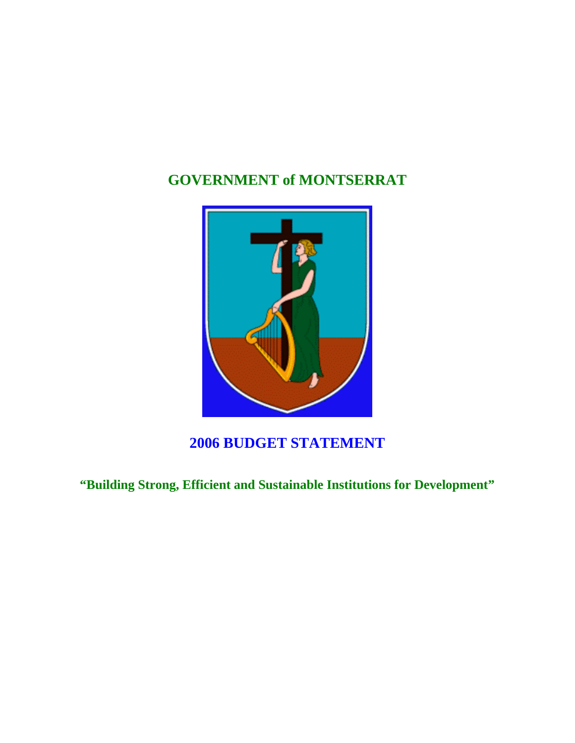# GOVERNMENT of MONTSERRAT

# 2006 BUDGET STATEMENT

**"Building Strong, Efficient and Sustainable Institutions for Development"**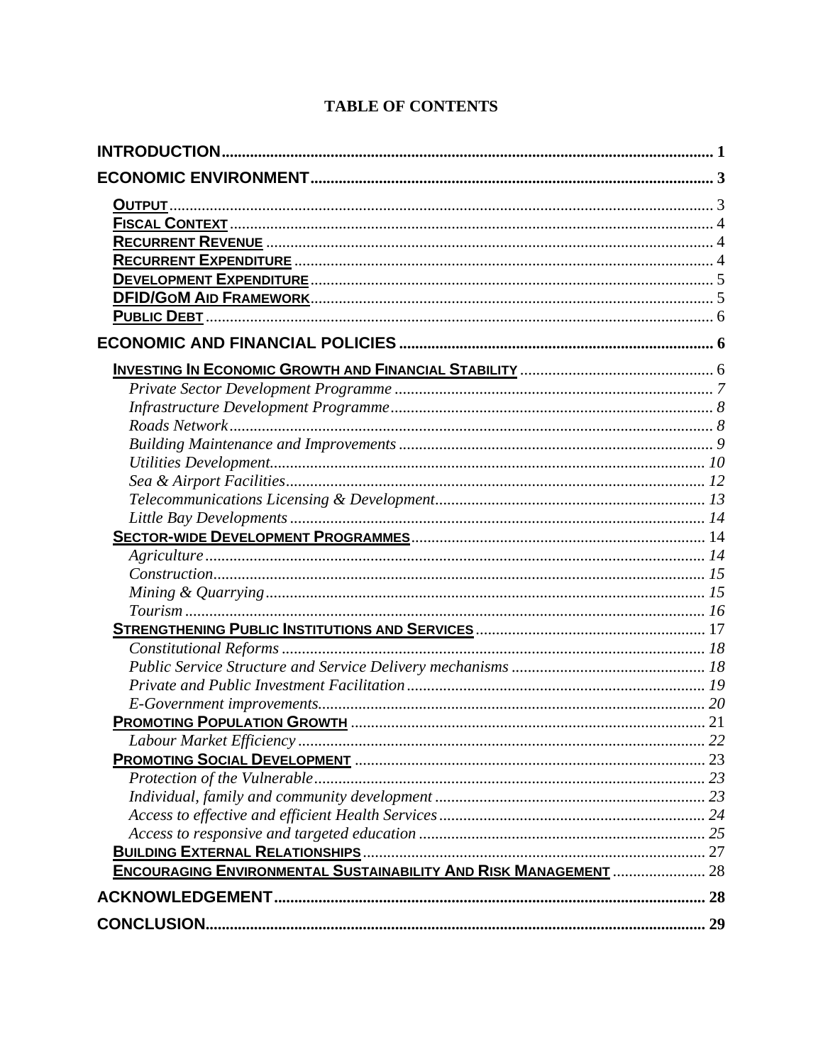# TABLE OF CONTENTS

**INTRODUCTION** .......... **1**

**ECONOMIC ENVIRONMENT** .......... **3**

- **OUTPUT** .......... 3
- **FISCAL CONTEXT** .......... 4
- **RECURRENT REVENUE** .......... 4
- **RECURRENT EXPENDITURE** .......... 4
- **DEVELOPMENT EXPENDITURE** .......... 5
- **DFID/GOM AID FRAMEWORK** .......... 5
- **PUBLIC DEBT** .......... 6

**ECONOMIC AND FINANCIAL POLICIES** .......... **6**

- **INVESTING IN ECONOMIC GROWTH AND FINANCIAL STABILITY** .......... 6
  - *Private Sector Development Programme* .......... *7*
  - *Infrastructure Development Programme* .......... *8*
  - *Roads Network* .......... *8*
  - *Building Maintenance and Improvements* .......... *9*
  - *Utilities Development* .......... *10*
  - *Sea & Airport Facilities* .......... *12*
  - *Telecommunications Licensing & Development* .......... *13*
  - *Little Bay Developments* .......... *14*
- **SECTOR-WIDE DEVELOPMENT PROGRAMMES** .......... 14
  - *Agriculture* .......... *14*
  - *Construction* .......... *15*
  - *Mining & Quarrying* .......... *15*
  - *Tourism* .......... *16*
- **STRENGTHENING PUBLIC INSTITUTIONS AND SERVICES** .......... 17
  - *Constitutional Reforms* .......... *18*
  - *Public Service Structure and Service Delivery mechanisms* .......... *18*
  - *Private and Public Investment Facilitation* .......... *19*
  - *E-Government improvements* .......... *20*
- **PROMOTING POPULATION GROWTH** .......... 21
  - *Labour Market Efficiency* .......... *22*
- **PROMOTING SOCIAL DEVELOPMENT** .......... 23
  - *Protection of the Vulnerable* .......... *23*
  - *Individual, family and community development* .......... *23*
  - *Access to effective and efficient Health Services* .......... *24*
  - *Access to responsive and targeted education* .......... *25*
- **BUILDING EXTERNAL RELATIONSHIPS** .......... 27
- **ENCOURAGING ENVIRONMENTAL SUSTAINABILITY AND RISK MANAGEMENT** .......... 28

**ACKNOWLEDGEMENT** .......... **28**

**CONCLUSION** .......... **29**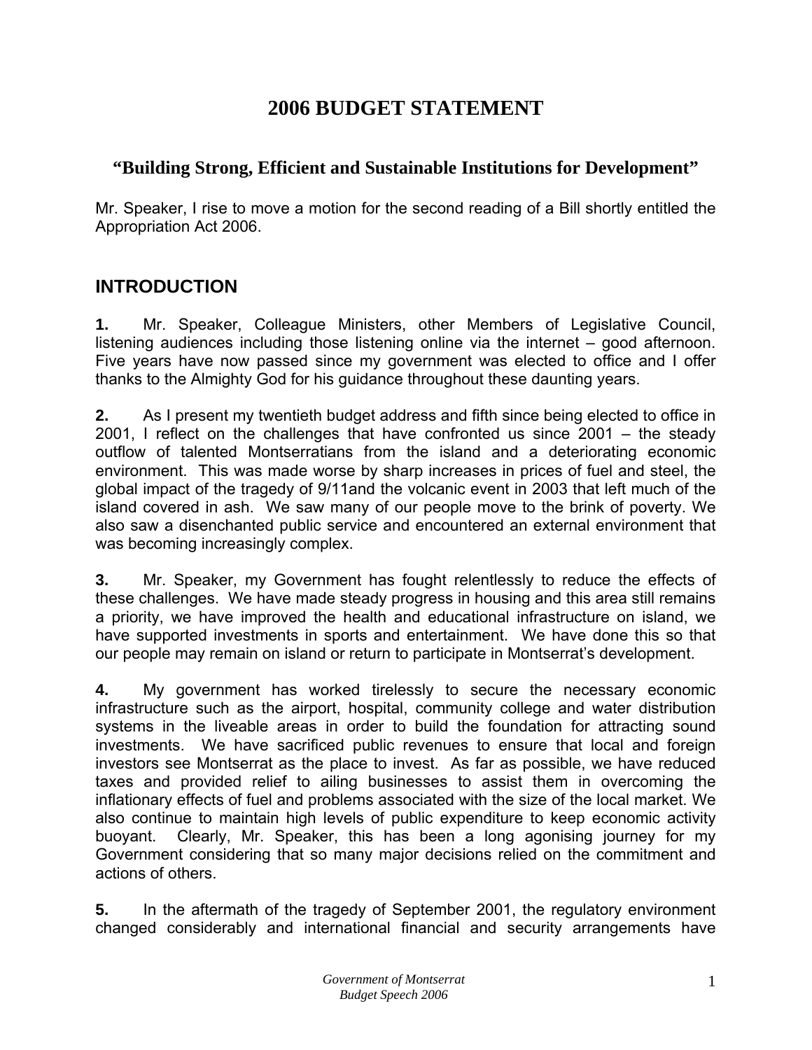# 2006 BUDGET STATEMENT

### "Building Strong, Efficient and Sustainable Institutions for Development"

Mr. Speaker, I rise to move a motion for the second reading of a Bill shortly entitled the Appropriation Act 2006.

## INTRODUCTION

**1.** Mr. Speaker, Colleague Ministers, other Members of Legislative Council, listening audiences including those listening online via the internet – good afternoon. Five years have now passed since my government was elected to office and I offer thanks to the Almighty God for his guidance throughout these daunting years.

**2.** As I present my twentieth budget address and fifth since being elected to office in 2001, I reflect on the challenges that have confronted us since 2001 – the steady outflow of talented Montserratians from the island and a deteriorating economic environment. This was made worse by sharp increases in prices of fuel and steel, the global impact of the tragedy of 9/11and the volcanic event in 2003 that left much of the island covered in ash. We saw many of our people move to the brink of poverty. We also saw a disenchanted public service and encountered an external environment that was becoming increasingly complex.

**3.** Mr. Speaker, my Government has fought relentlessly to reduce the effects of these challenges. We have made steady progress in housing and this area still remains a priority, we have improved the health and educational infrastructure on island, we have supported investments in sports and entertainment. We have done this so that our people may remain on island or return to participate in Montserrat's development.

**4.** My government has worked tirelessly to secure the necessary economic infrastructure such as the airport, hospital, community college and water distribution systems in the liveable areas in order to build the foundation for attracting sound investments. We have sacrificed public revenues to ensure that local and foreign investors see Montserrat as the place to invest. As far as possible, we have reduced taxes and provided relief to ailing businesses to assist them in overcoming the inflationary effects of fuel and problems associated with the size of the local market. We also continue to maintain high levels of public expenditure to keep economic activity buoyant. Clearly, Mr. Speaker, this has been a long agonising journey for my Government considering that so many major decisions relied on the commitment and actions of others.

**5.** In the aftermath of the tragedy of September 2001, the regulatory environment changed considerably and international financial and security arrangements have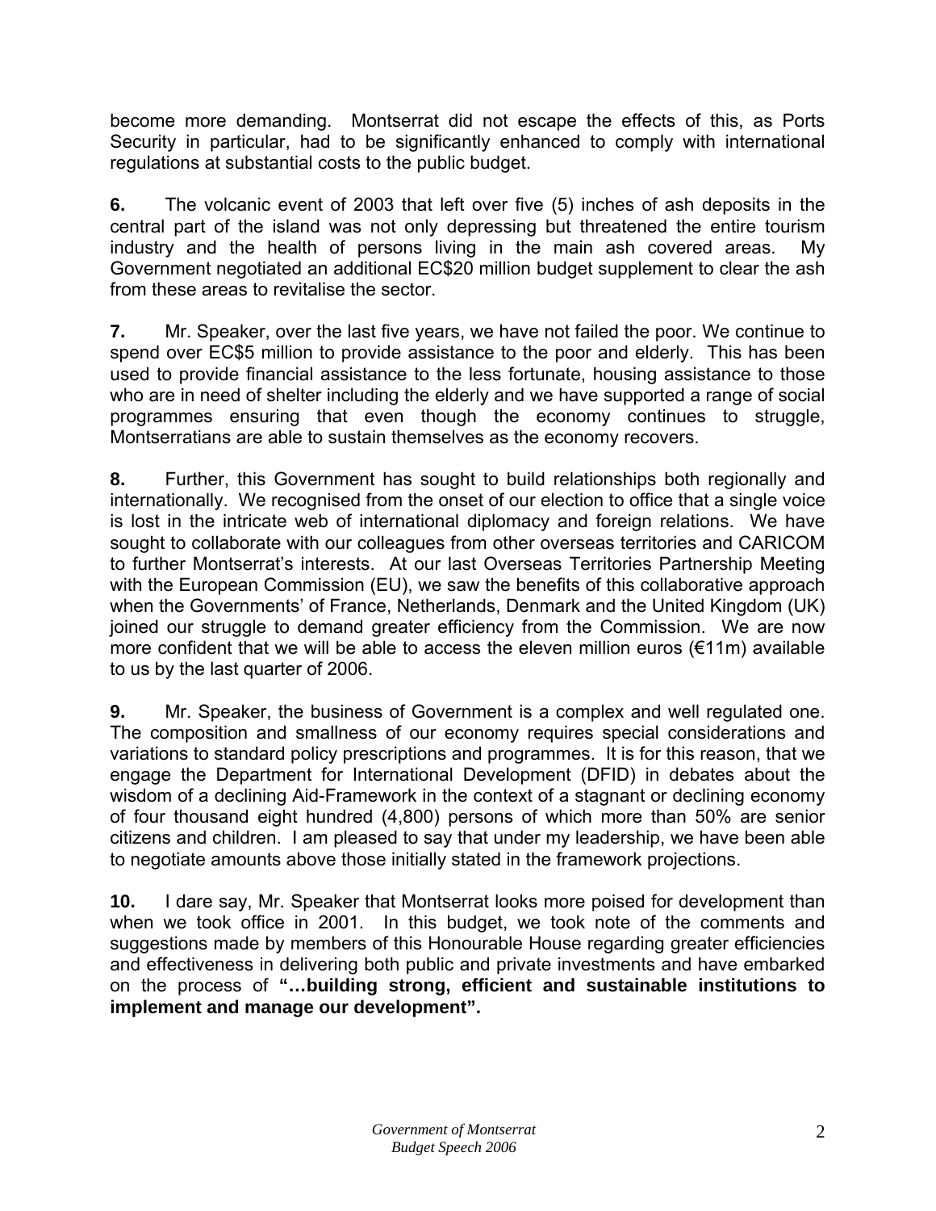become more demanding. Montserrat did not escape the effects of this, as Ports Security in particular, had to be significantly enhanced to comply with international regulations at substantial costs to the public budget.

**6.** The volcanic event of 2003 that left over five (5) inches of ash deposits in the central part of the island was not only depressing but threatened the entire tourism industry and the health of persons living in the main ash covered areas. My Government negotiated an additional EC$20 million budget supplement to clear the ash from these areas to revitalise the sector.

**7.** Mr. Speaker, over the last five years, we have not failed the poor. We continue to spend over EC$5 million to provide assistance to the poor and elderly. This has been used to provide financial assistance to the less fortunate, housing assistance to those who are in need of shelter including the elderly and we have supported a range of social programmes ensuring that even though the economy continues to struggle, Montserratians are able to sustain themselves as the economy recovers.

**8.** Further, this Government has sought to build relationships both regionally and internationally. We recognised from the onset of our election to office that a single voice is lost in the intricate web of international diplomacy and foreign relations. We have sought to collaborate with our colleagues from other overseas territories and CARICOM to further Montserrat's interests. At our last Overseas Territories Partnership Meeting with the European Commission (EU), we saw the benefits of this collaborative approach when the Governments' of France, Netherlands, Denmark and the United Kingdom (UK) joined our struggle to demand greater efficiency from the Commission. We are now more confident that we will be able to access the eleven million euros (€11m) available to us by the last quarter of 2006.

**9.** Mr. Speaker, the business of Government is a complex and well regulated one. The composition and smallness of our economy requires special considerations and variations to standard policy prescriptions and programmes. It is for this reason, that we engage the Department for International Development (DFID) in debates about the wisdom of a declining Aid-Framework in the context of a stagnant or declining economy of four thousand eight hundred (4,800) persons of which more than 50% are senior citizens and children. I am pleased to say that under my leadership, we have been able to negotiate amounts above those initially stated in the framework projections.

**10.** I dare say, Mr. Speaker that Montserrat looks more poised for development than when we took office in 2001. In this budget, we took note of the comments and suggestions made by members of this Honourable House regarding greater efficiencies and effectiveness in delivering both public and private investments and have embarked on the process of **"…building strong, efficient and sustainable institutions to implement and manage our development".**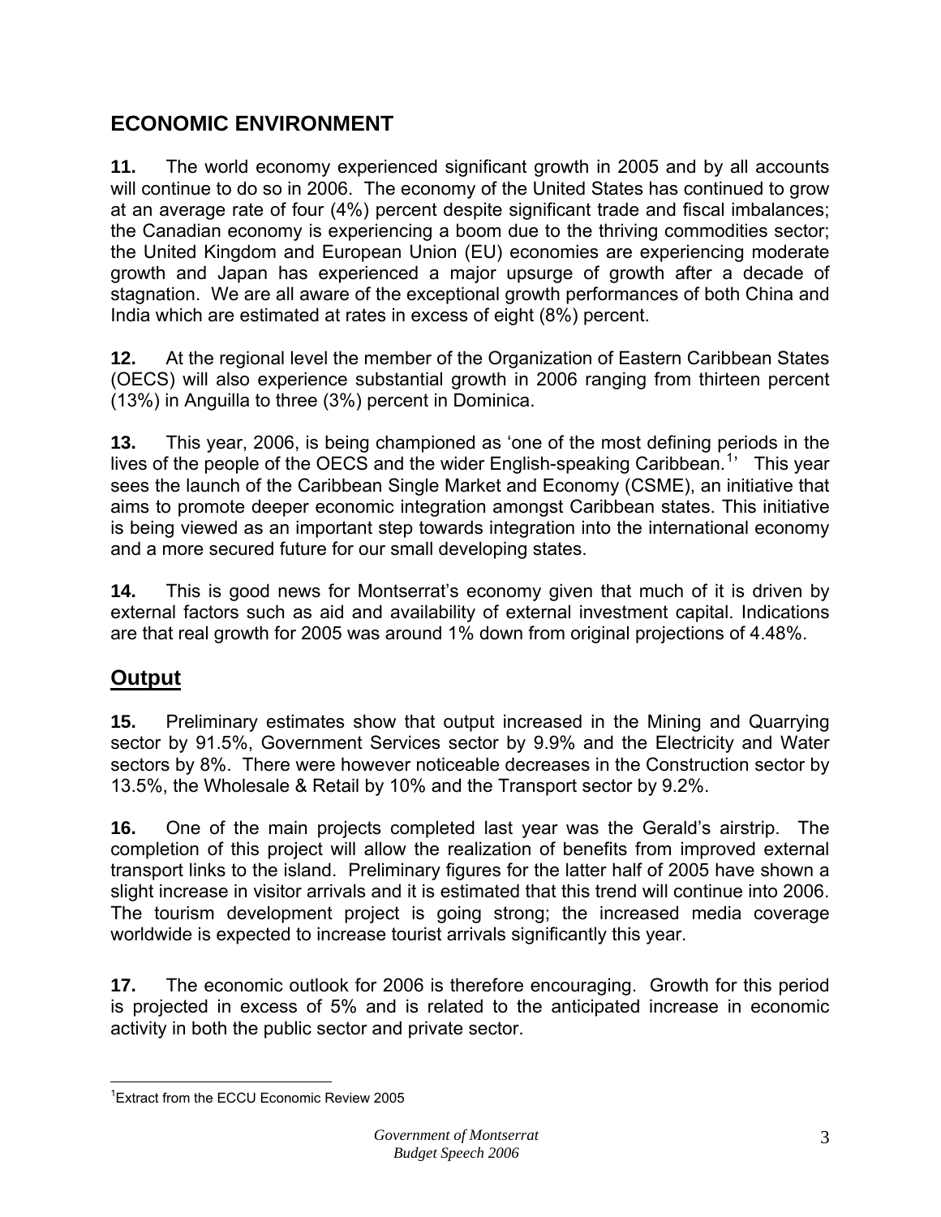## ECONOMIC ENVIRONMENT

**11.** The world economy experienced significant growth in 2005 and by all accounts will continue to do so in 2006. The economy of the United States has continued to grow at an average rate of four (4%) percent despite significant trade and fiscal imbalances; the Canadian economy is experiencing a boom due to the thriving commodities sector; the United Kingdom and European Union (EU) economies are experiencing moderate growth and Japan has experienced a major upsurge of growth after a decade of stagnation. We are all aware of the exceptional growth performances of both China and India which are estimated at rates in excess of eight (8%) percent.

**12.** At the regional level the member of the Organization of Eastern Caribbean States (OECS) will also experience substantial growth in 2006 ranging from thirteen percent (13%) in Anguilla to three (3%) percent in Dominica.

**13.** This year, 2006, is being championed as 'one of the most defining periods in the lives of the people of the OECS and the wider English-speaking Caribbean.[1]' This year sees the launch of the Caribbean Single Market and Economy (CSME), an initiative that aims to promote deeper economic integration amongst Caribbean states. This initiative is being viewed as an important step towards integration into the international economy and a more secured future for our small developing states.

**14.** This is good news for Montserrat's economy given that much of it is driven by external factors such as aid and availability of external investment capital. Indications are that real growth for 2005 was around 1% down from original projections of 4.48%.

## Output

**15.** Preliminary estimates show that output increased in the Mining and Quarrying sector by 91.5%, Government Services sector by 9.9% and the Electricity and Water sectors by 8%. There were however noticeable decreases in the Construction sector by 13.5%, the Wholesale & Retail by 10% and the Transport sector by 9.2%.

**16.** One of the main projects completed last year was the Gerald's airstrip. The completion of this project will allow the realization of benefits from improved external transport links to the island. Preliminary figures for the latter half of 2005 have shown a slight increase in visitor arrivals and it is estimated that this trend will continue into 2006. The tourism development project is going strong; the increased media coverage worldwide is expected to increase tourist arrivals significantly this year.

**17.** The economic outlook for 2006 is therefore encouraging. Growth for this period is projected in excess of 5% and is related to the anticipated increase in economic activity in both the public sector and private sector.

---

[1] Extract from the ECCU Economic Review 2005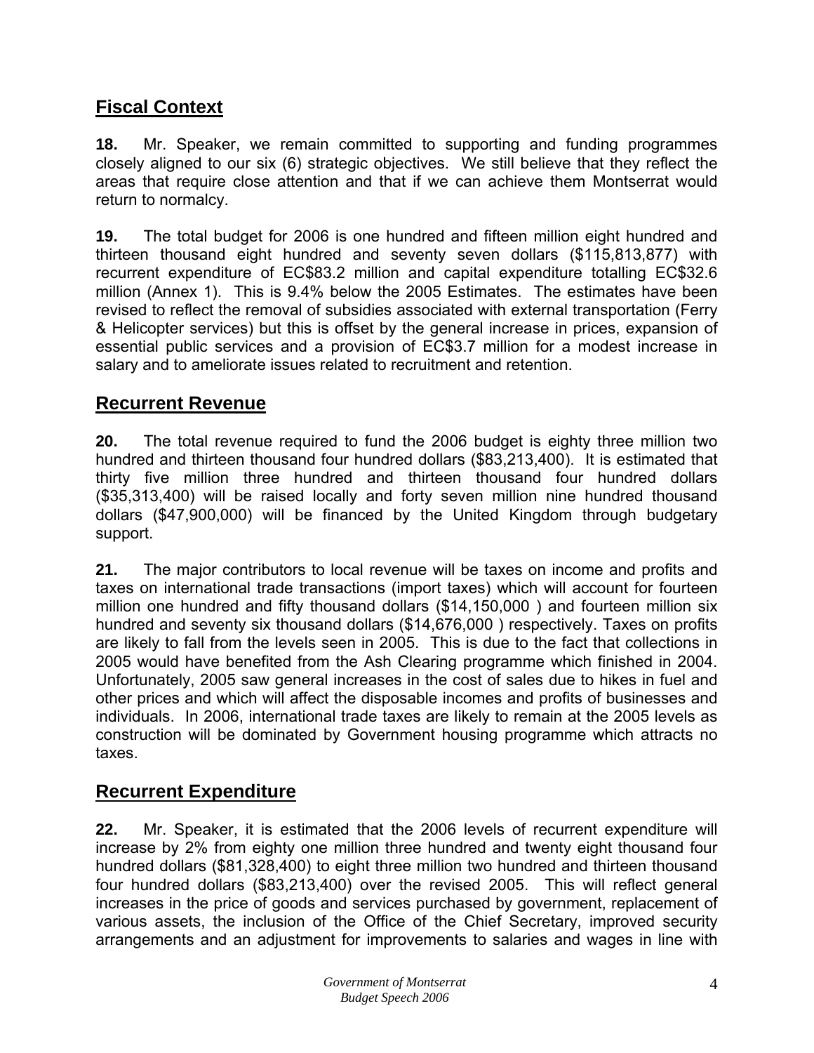## Fiscal Context

**18.** Mr. Speaker, we remain committed to supporting and funding programmes closely aligned to our six (6) strategic objectives. We still believe that they reflect the areas that require close attention and that if we can achieve them Montserrat would return to normalcy.

**19.** The total budget for 2006 is one hundred and fifteen million eight hundred and thirteen thousand eight hundred and seventy seven dollars ($115,813,877) with recurrent expenditure of EC$83.2 million and capital expenditure totalling EC$32.6 million (Annex 1). This is 9.4% below the 2005 Estimates. The estimates have been revised to reflect the removal of subsidies associated with external transportation (Ferry & Helicopter services) but this is offset by the general increase in prices, expansion of essential public services and a provision of EC$3.7 million for a modest increase in salary and to ameliorate issues related to recruitment and retention.

## Recurrent Revenue

**20.** The total revenue required to fund the 2006 budget is eighty three million two hundred and thirteen thousand four hundred dollars ($83,213,400). It is estimated that thirty five million three hundred and thirteen thousand four hundred dollars ($35,313,400) will be raised locally and forty seven million nine hundred thousand dollars ($47,900,000) will be financed by the United Kingdom through budgetary support.

**21.** The major contributors to local revenue will be taxes on income and profits and taxes on international trade transactions (import taxes) which will account for fourteen million one hundred and fifty thousand dollars ($14,150,000 ) and fourteen million six hundred and seventy six thousand dollars ($14,676,000 ) respectively. Taxes on profits are likely to fall from the levels seen in 2005. This is due to the fact that collections in 2005 would have benefited from the Ash Clearing programme which finished in 2004. Unfortunately, 2005 saw general increases in the cost of sales due to hikes in fuel and other prices and which will affect the disposable incomes and profits of businesses and individuals. In 2006, international trade taxes are likely to remain at the 2005 levels as construction will be dominated by Government housing programme which attracts no taxes.

## Recurrent Expenditure

**22.** Mr. Speaker, it is estimated that the 2006 levels of recurrent expenditure will increase by 2% from eighty one million three hundred and twenty eight thousand four hundred dollars ($81,328,400) to eight three million two hundred and thirteen thousand four hundred dollars ($83,213,400) over the revised 2005. This will reflect general increases in the price of goods and services purchased by government, replacement of various assets, the inclusion of the Office of the Chief Secretary, improved security arrangements and an adjustment for improvements to salaries and wages in line with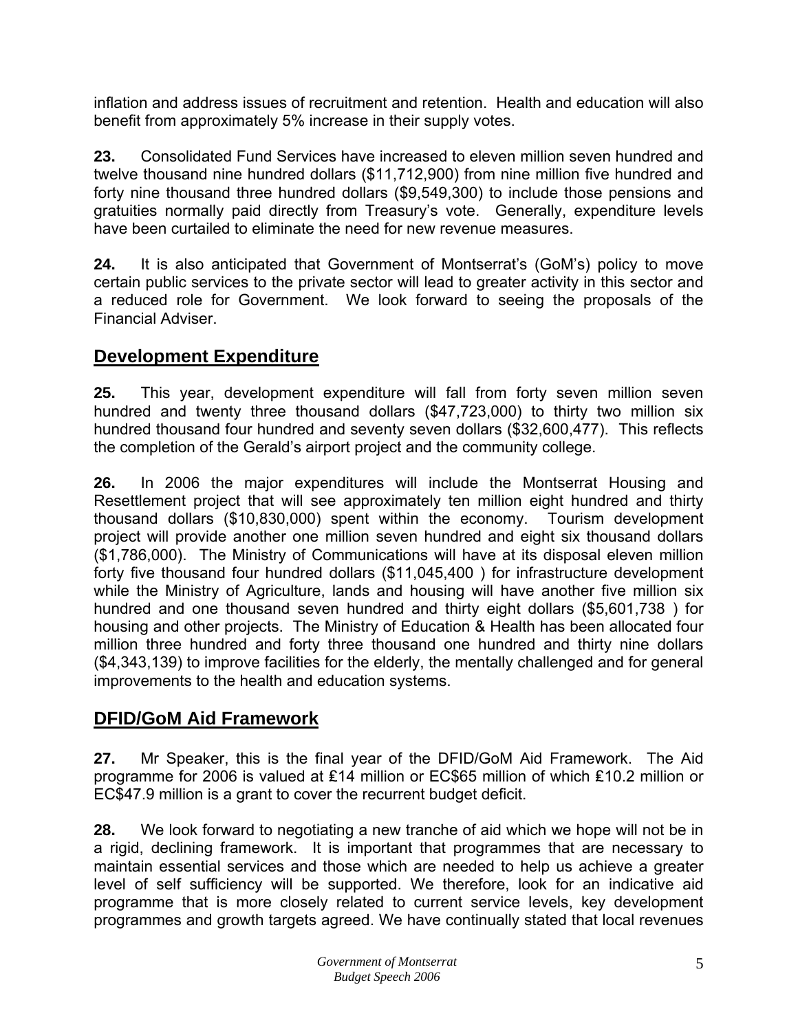inflation and address issues of recruitment and retention. Health and education will also benefit from approximately 5% increase in their supply votes.

**23.** Consolidated Fund Services have increased to eleven million seven hundred and twelve thousand nine hundred dollars ($11,712,900) from nine million five hundred and forty nine thousand three hundred dollars ($9,549,300) to include those pensions and gratuities normally paid directly from Treasury's vote. Generally, expenditure levels have been curtailed to eliminate the need for new revenue measures.

**24.** It is also anticipated that Government of Montserrat's (GoM's) policy to move certain public services to the private sector will lead to greater activity in this sector and a reduced role for Government. We look forward to seeing the proposals of the Financial Adviser.

## Development Expenditure

**25.** This year, development expenditure will fall from forty seven million seven hundred and twenty three thousand dollars ($47,723,000) to thirty two million six hundred thousand four hundred and seventy seven dollars ($32,600,477). This reflects the completion of the Gerald's airport project and the community college.

**26.** In 2006 the major expenditures will include the Montserrat Housing and Resettlement project that will see approximately ten million eight hundred and thirty thousand dollars ($10,830,000) spent within the economy. Tourism development project will provide another one million seven hundred and eight six thousand dollars ($1,786,000). The Ministry of Communications will have at its disposal eleven million forty five thousand four hundred dollars ($11,045,400 ) for infrastructure development while the Ministry of Agriculture, lands and housing will have another five million six hundred and one thousand seven hundred and thirty eight dollars ($5,601,738 ) for housing and other projects. The Ministry of Education & Health has been allocated four million three hundred and forty three thousand one hundred and thirty nine dollars ($4,343,139) to improve facilities for the elderly, the mentally challenged and for general improvements to the health and education systems.

## DFID/GoM Aid Framework

**27.** Mr Speaker, this is the final year of the DFID/GoM Aid Framework. The Aid programme for 2006 is valued at ₤14 million or EC$65 million of which ₤10.2 million or EC$47.9 million is a grant to cover the recurrent budget deficit.

**28.** We look forward to negotiating a new tranche of aid which we hope will not be in a rigid, declining framework. It is important that programmes that are necessary to maintain essential services and those which are needed to help us achieve a greater level of self sufficiency will be supported. We therefore, look for an indicative aid programme that is more closely related to current service levels, key development programmes and growth targets agreed. We have continually stated that local revenues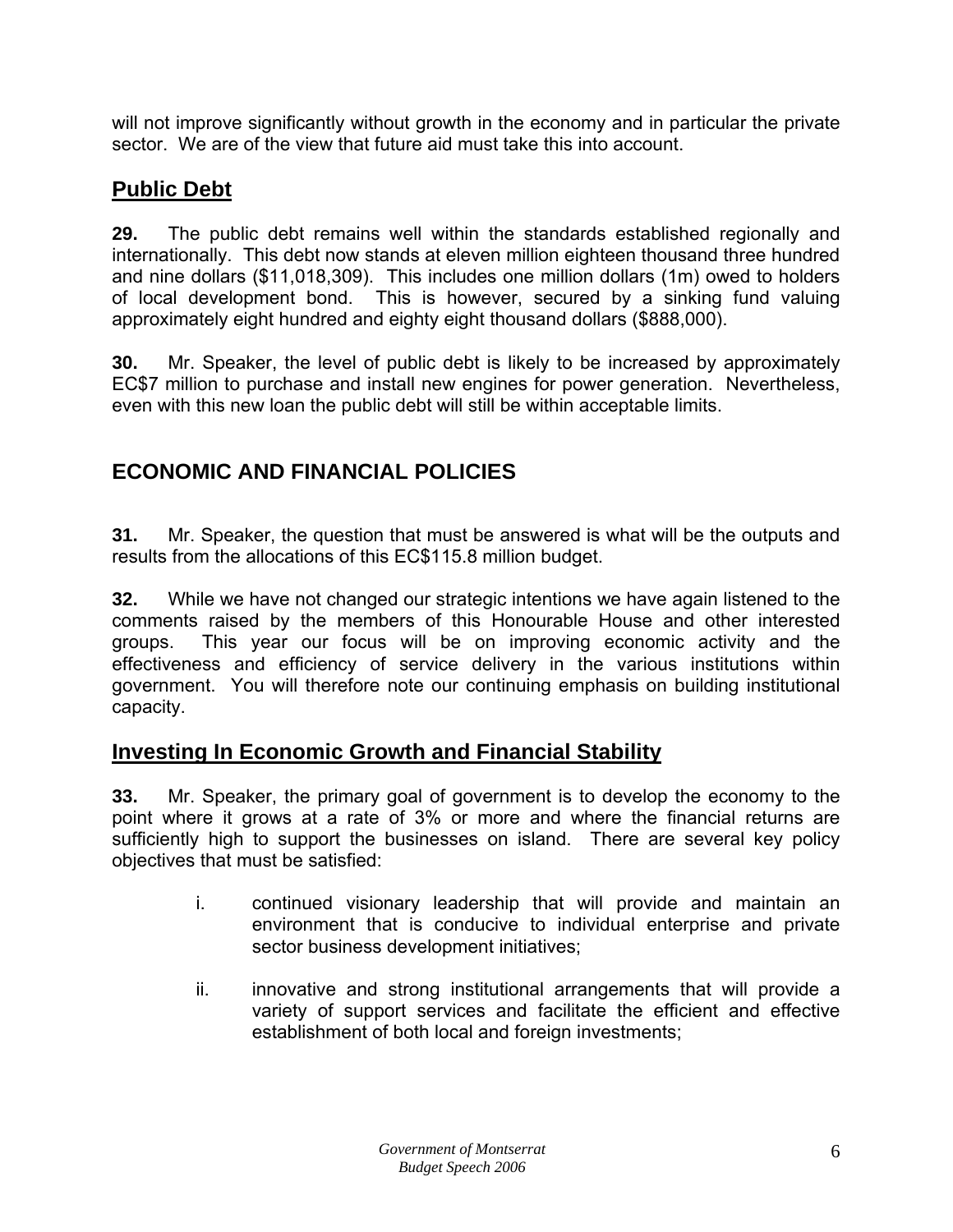will not improve significantly without growth in the economy and in particular the private sector. We are of the view that future aid must take this into account.

## Public Debt

**29.** The public debt remains well within the standards established regionally and internationally. This debt now stands at eleven million eighteen thousand three hundred and nine dollars ($11,018,309). This includes one million dollars (1m) owed to holders of local development bond. This is however, secured by a sinking fund valuing approximately eight hundred and eighty eight thousand dollars ($888,000).

**30.** Mr. Speaker, the level of public debt is likely to be increased by approximately EC$7 million to purchase and install new engines for power generation. Nevertheless, even with this new loan the public debt will still be within acceptable limits.

# ECONOMIC AND FINANCIAL POLICIES

**31.** Mr. Speaker, the question that must be answered is what will be the outputs and results from the allocations of this EC$115.8 million budget.

**32.** While we have not changed our strategic intentions we have again listened to the comments raised by the members of this Honourable House and other interested groups. This year our focus will be on improving economic activity and the effectiveness and efficiency of service delivery in the various institutions within government. You will therefore note our continuing emphasis on building institutional capacity.

## Investing In Economic Growth and Financial Stability

**33.** Mr. Speaker, the primary goal of government is to develop the economy to the point where it grows at a rate of 3% or more and where the financial returns are sufficiently high to support the businesses on island. There are several key policy objectives that must be satisfied:

i. continued visionary leadership that will provide and maintain an environment that is conducive to individual enterprise and private sector business development initiatives;

ii. innovative and strong institutional arrangements that will provide a variety of support services and facilitate the efficient and effective establishment of both local and foreign investments;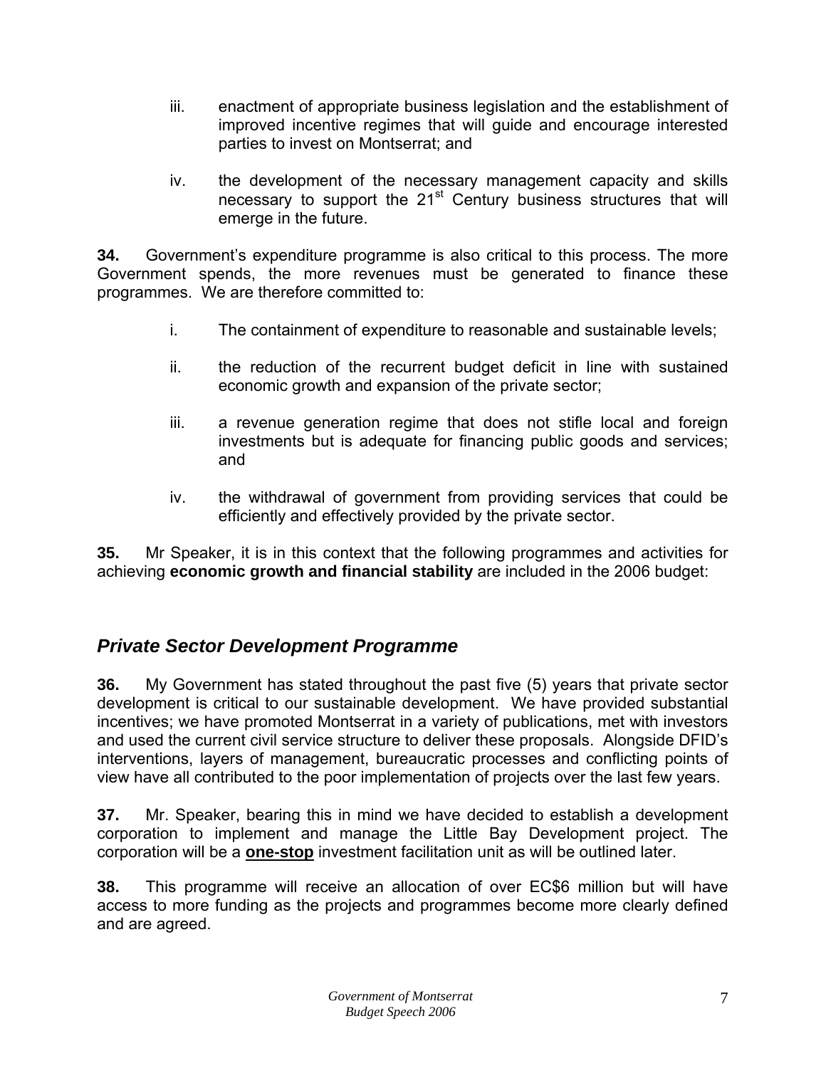iii. enactment of appropriate business legislation and the establishment of improved incentive regimes that will guide and encourage interested parties to invest on Montserrat; and

iv. the development of the necessary management capacity and skills necessary to support the 21st Century business structures that will emerge in the future.

**34.** Government's expenditure programme is also critical to this process. The more Government spends, the more revenues must be generated to finance these programmes. We are therefore committed to:

i. The containment of expenditure to reasonable and sustainable levels;

ii. the reduction of the recurrent budget deficit in line with sustained economic growth and expansion of the private sector;

iii. a revenue generation regime that does not stifle local and foreign investments but is adequate for financing public goods and services; and

iv. the withdrawal of government from providing services that could be efficiently and effectively provided by the private sector.

**35.** Mr Speaker, it is in this context that the following programmes and activities for achieving **economic growth and financial stability** are included in the 2006 budget:

## *Private Sector Development Programme*

**36.** My Government has stated throughout the past five (5) years that private sector development is critical to our sustainable development. We have provided substantial incentives; we have promoted Montserrat in a variety of publications, met with investors and used the current civil service structure to deliver these proposals. Alongside DFID's interventions, layers of management, bureaucratic processes and conflicting points of view have all contributed to the poor implementation of projects over the last few years.

**37.** Mr. Speaker, bearing this in mind we have decided to establish a development corporation to implement and manage the Little Bay Development project. The corporation will be a **one-stop** investment facilitation unit as will be outlined later.

**38.** This programme will receive an allocation of over EC$6 million but will have access to more funding as the projects and programmes become more clearly defined and are agreed.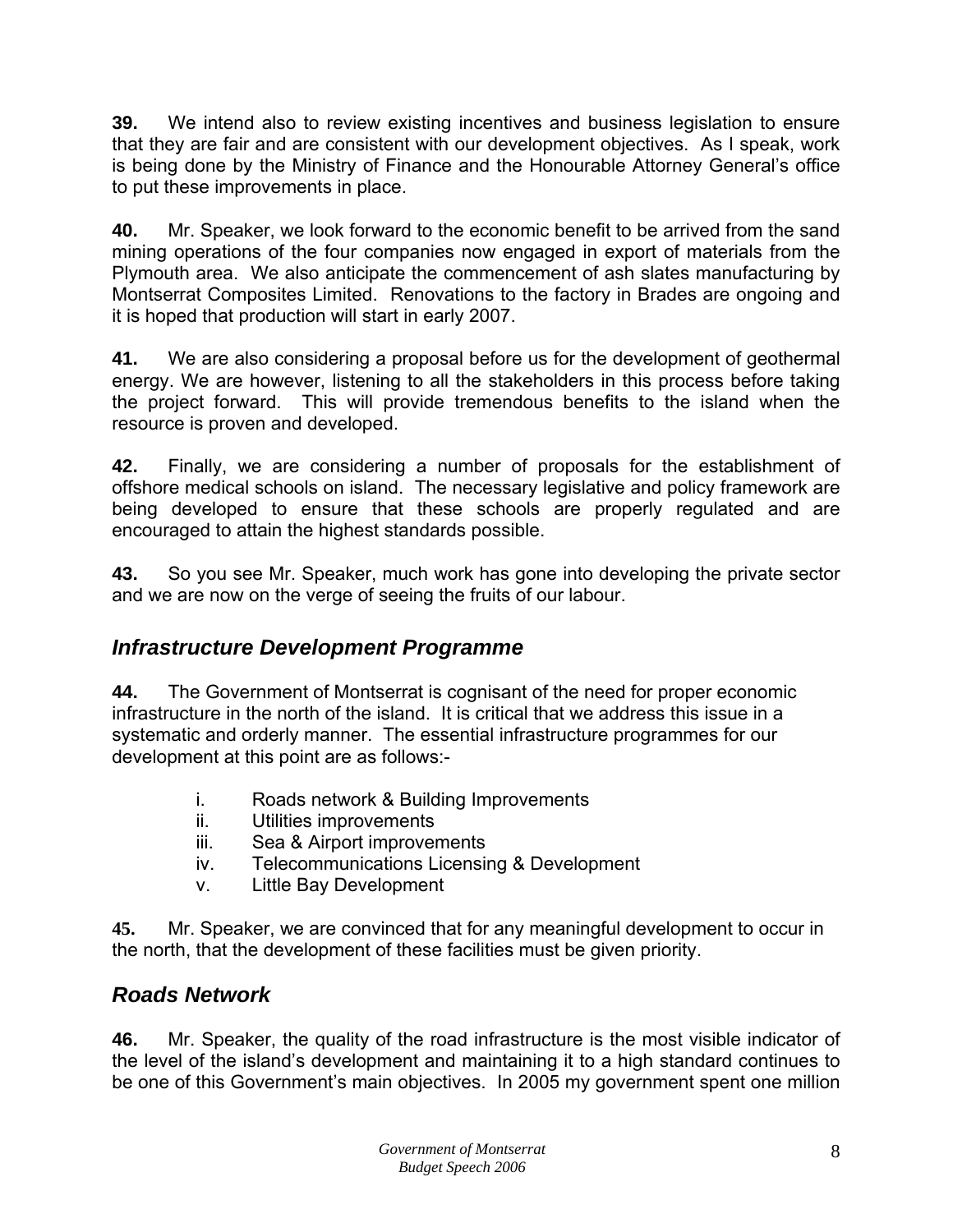**39.** We intend also to review existing incentives and business legislation to ensure that they are fair and are consistent with our development objectives. As I speak, work is being done by the Ministry of Finance and the Honourable Attorney General's office to put these improvements in place.

**40.** Mr. Speaker, we look forward to the economic benefit to be arrived from the sand mining operations of the four companies now engaged in export of materials from the Plymouth area. We also anticipate the commencement of ash slates manufacturing by Montserrat Composites Limited. Renovations to the factory in Brades are ongoing and it is hoped that production will start in early 2007.

**41.** We are also considering a proposal before us for the development of geothermal energy. We are however, listening to all the stakeholders in this process before taking the project forward. This will provide tremendous benefits to the island when the resource is proven and developed.

**42.** Finally, we are considering a number of proposals for the establishment of offshore medical schools on island. The necessary legislative and policy framework are being developed to ensure that these schools are properly regulated and are encouraged to attain the highest standards possible.

**43.** So you see Mr. Speaker, much work has gone into developing the private sector and we are now on the verge of seeing the fruits of our labour.

## *Infrastructure Development Programme*

**44.** The Government of Montserrat is cognisant of the need for proper economic infrastructure in the north of the island. It is critical that we address this issue in a systematic and orderly manner. The essential infrastructure programmes for our development at this point are as follows:-

i. Roads network & Building Improvements
ii. Utilities improvements
iii. Sea & Airport improvements
iv. Telecommunications Licensing & Development
v. Little Bay Development

**45.** Mr. Speaker, we are convinced that for any meaningful development to occur in the north, that the development of these facilities must be given priority.

## *Roads Network*

**46.** Mr. Speaker, the quality of the road infrastructure is the most visible indicator of the level of the island's development and maintaining it to a high standard continues to be one of this Government's main objectives. In 2005 my government spent one million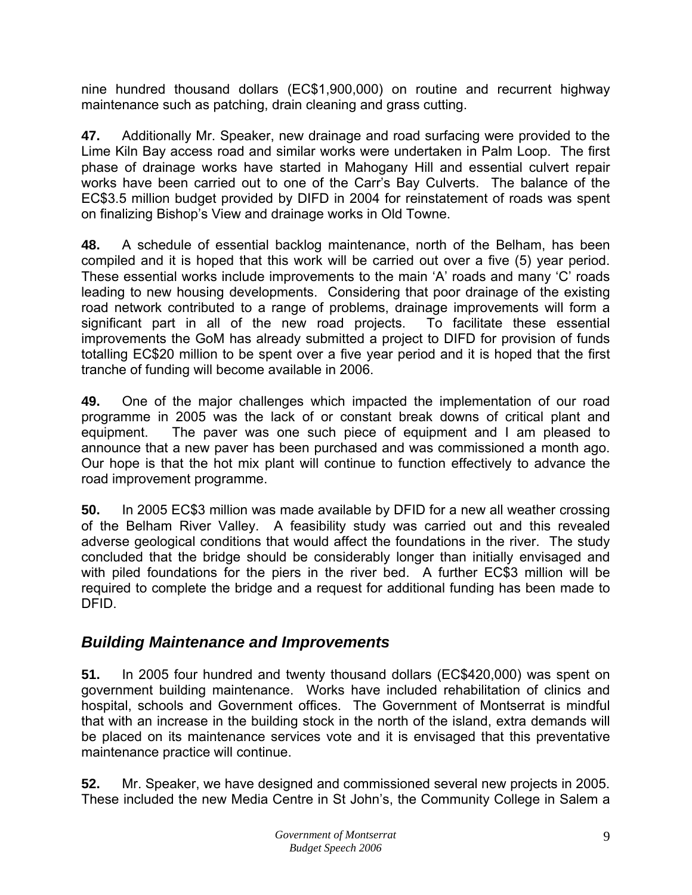nine hundred thousand dollars (EC$1,900,000) on routine and recurrent highway maintenance such as patching, drain cleaning and grass cutting.

**47.** Additionally Mr. Speaker, new drainage and road surfacing were provided to the Lime Kiln Bay access road and similar works were undertaken in Palm Loop. The first phase of drainage works have started in Mahogany Hill and essential culvert repair works have been carried out to one of the Carr's Bay Culverts. The balance of the EC$3.5 million budget provided by DIFD in 2004 for reinstatement of roads was spent on finalizing Bishop's View and drainage works in Old Towne.

**48.** A schedule of essential backlog maintenance, north of the Belham, has been compiled and it is hoped that this work will be carried out over a five (5) year period. These essential works include improvements to the main 'A' roads and many 'C' roads leading to new housing developments. Considering that poor drainage of the existing road network contributed to a range of problems, drainage improvements will form a significant part in all of the new road projects. To facilitate these essential improvements the GoM has already submitted a project to DIFD for provision of funds totalling EC$20 million to be spent over a five year period and it is hoped that the first tranche of funding will become available in 2006.

**49.** One of the major challenges which impacted the implementation of our road programme in 2005 was the lack of or constant break downs of critical plant and equipment. The paver was one such piece of equipment and I am pleased to announce that a new paver has been purchased and was commissioned a month ago. Our hope is that the hot mix plant will continue to function effectively to advance the road improvement programme.

**50.** In 2005 EC$3 million was made available by DFID for a new all weather crossing of the Belham River Valley. A feasibility study was carried out and this revealed adverse geological conditions that would affect the foundations in the river. The study concluded that the bridge should be considerably longer than initially envisaged and with piled foundations for the piers in the river bed. A further EC$3 million will be required to complete the bridge and a request for additional funding has been made to DFID.

## *Building Maintenance and Improvements*

**51.** In 2005 four hundred and twenty thousand dollars (EC$420,000) was spent on government building maintenance. Works have included rehabilitation of clinics and hospital, schools and Government offices. The Government of Montserrat is mindful that with an increase in the building stock in the north of the island, extra demands will be placed on its maintenance services vote and it is envisaged that this preventative maintenance practice will continue.

**52.** Mr. Speaker, we have designed and commissioned several new projects in 2005. These included the new Media Centre in St John's, the Community College in Salem a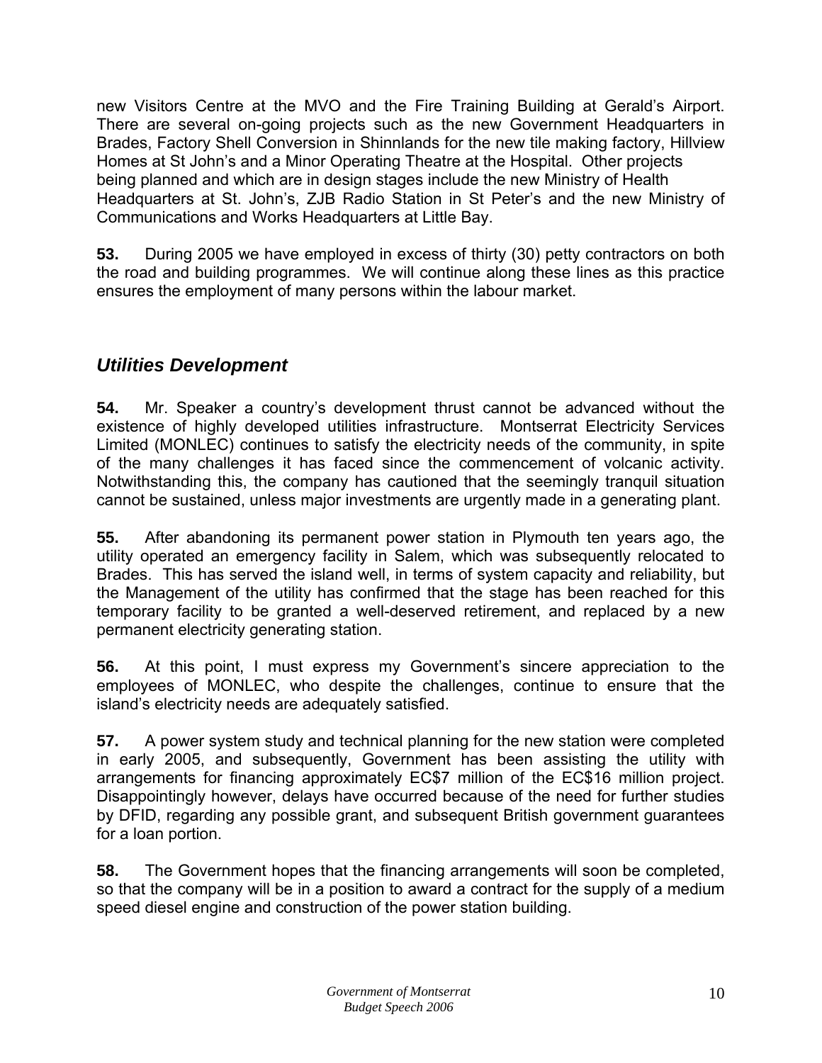new Visitors Centre at the MVO and the Fire Training Building at Gerald's Airport. There are several on-going projects such as the new Government Headquarters in Brades, Factory Shell Conversion in Shinnlands for the new tile making factory, Hillview Homes at St John's and a Minor Operating Theatre at the Hospital. Other projects being planned and which are in design stages include the new Ministry of Health Headquarters at St. John's, ZJB Radio Station in St Peter's and the new Ministry of Communications and Works Headquarters at Little Bay.

**53.** During 2005 we have employed in excess of thirty (30) petty contractors on both the road and building programmes. We will continue along these lines as this practice ensures the employment of many persons within the labour market.

## *Utilities Development*

**54.** Mr. Speaker a country's development thrust cannot be advanced without the existence of highly developed utilities infrastructure. Montserrat Electricity Services Limited (MONLEC) continues to satisfy the electricity needs of the community, in spite of the many challenges it has faced since the commencement of volcanic activity. Notwithstanding this, the company has cautioned that the seemingly tranquil situation cannot be sustained, unless major investments are urgently made in a generating plant.

**55.** After abandoning its permanent power station in Plymouth ten years ago, the utility operated an emergency facility in Salem, which was subsequently relocated to Brades. This has served the island well, in terms of system capacity and reliability, but the Management of the utility has confirmed that the stage has been reached for this temporary facility to be granted a well-deserved retirement, and replaced by a new permanent electricity generating station.

**56.** At this point, I must express my Government's sincere appreciation to the employees of MONLEC, who despite the challenges, continue to ensure that the island's electricity needs are adequately satisfied.

**57.** A power system study and technical planning for the new station were completed in early 2005, and subsequently, Government has been assisting the utility with arrangements for financing approximately EC$7 million of the EC$16 million project. Disappointingly however, delays have occurred because of the need for further studies by DFID, regarding any possible grant, and subsequent British government guarantees for a loan portion.

**58.** The Government hopes that the financing arrangements will soon be completed, so that the company will be in a position to award a contract for the supply of a medium speed diesel engine and construction of the power station building.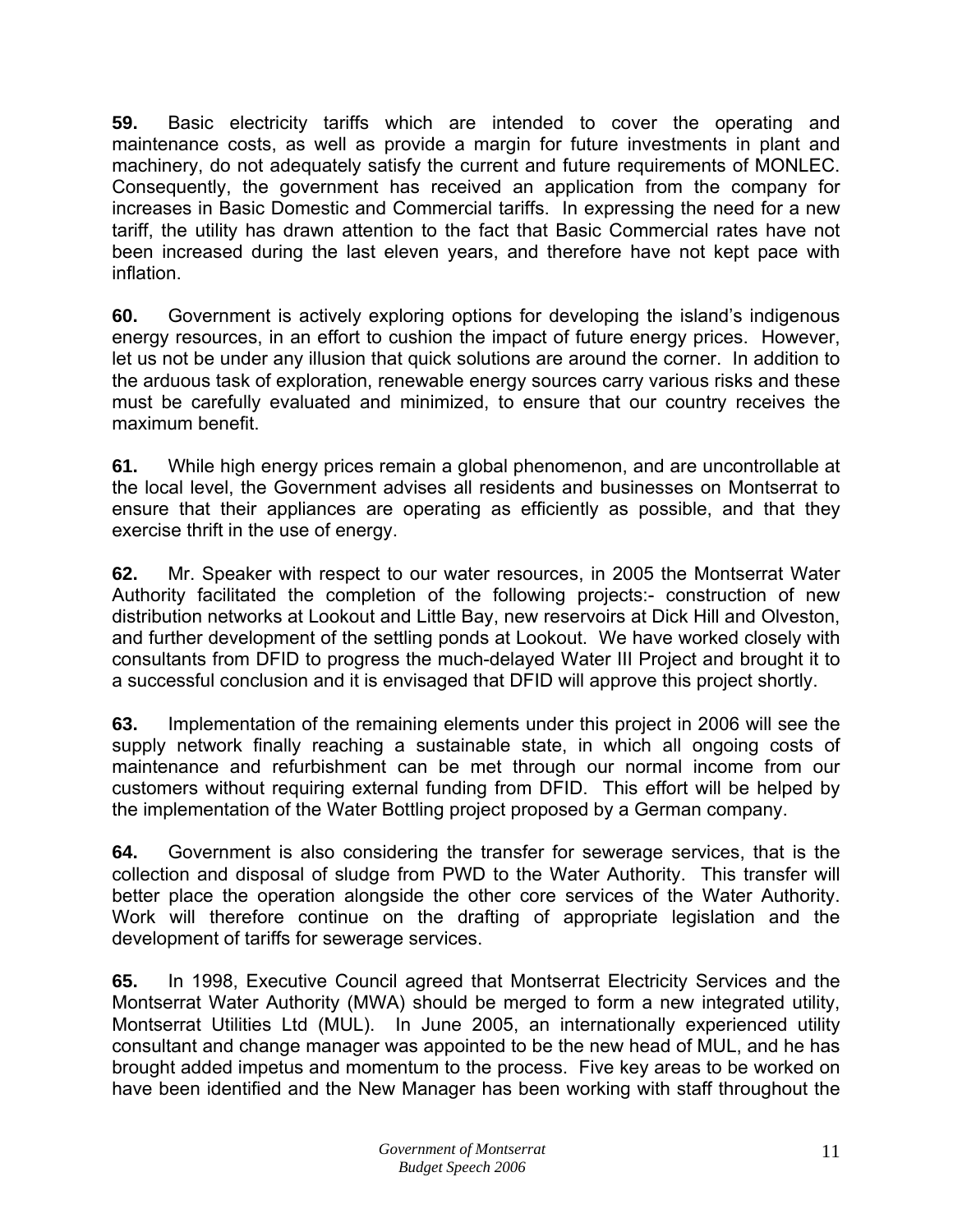**59.** Basic electricity tariffs which are intended to cover the operating and maintenance costs, as well as provide a margin for future investments in plant and machinery, do not adequately satisfy the current and future requirements of MONLEC. Consequently, the government has received an application from the company for increases in Basic Domestic and Commercial tariffs. In expressing the need for a new tariff, the utility has drawn attention to the fact that Basic Commercial rates have not been increased during the last eleven years, and therefore have not kept pace with inflation.

**60.** Government is actively exploring options for developing the island's indigenous energy resources, in an effort to cushion the impact of future energy prices. However, let us not be under any illusion that quick solutions are around the corner. In addition to the arduous task of exploration, renewable energy sources carry various risks and these must be carefully evaluated and minimized, to ensure that our country receives the maximum benefit.

**61.** While high energy prices remain a global phenomenon, and are uncontrollable at the local level, the Government advises all residents and businesses on Montserrat to ensure that their appliances are operating as efficiently as possible, and that they exercise thrift in the use of energy.

**62.** Mr. Speaker with respect to our water resources, in 2005 the Montserrat Water Authority facilitated the completion of the following projects:- construction of new distribution networks at Lookout and Little Bay, new reservoirs at Dick Hill and Olveston, and further development of the settling ponds at Lookout. We have worked closely with consultants from DFID to progress the much-delayed Water III Project and brought it to a successful conclusion and it is envisaged that DFID will approve this project shortly.

**63.** Implementation of the remaining elements under this project in 2006 will see the supply network finally reaching a sustainable state, in which all ongoing costs of maintenance and refurbishment can be met through our normal income from our customers without requiring external funding from DFID. This effort will be helped by the implementation of the Water Bottling project proposed by a German company.

**64.** Government is also considering the transfer for sewerage services, that is the collection and disposal of sludge from PWD to the Water Authority. This transfer will better place the operation alongside the other core services of the Water Authority. Work will therefore continue on the drafting of appropriate legislation and the development of tariffs for sewerage services.

**65.** In 1998, Executive Council agreed that Montserrat Electricity Services and the Montserrat Water Authority (MWA) should be merged to form a new integrated utility, Montserrat Utilities Ltd (MUL). In June 2005, an internationally experienced utility consultant and change manager was appointed to be the new head of MUL, and he has brought added impetus and momentum to the process. Five key areas to be worked on have been identified and the New Manager has been working with staff throughout the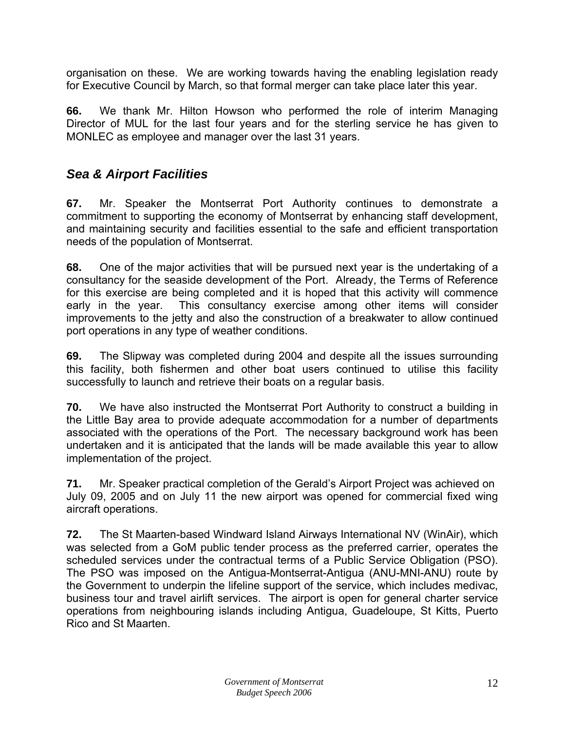organisation on these. We are working towards having the enabling legislation ready for Executive Council by March, so that formal merger can take place later this year.

**66.** We thank Mr. Hilton Howson who performed the role of interim Managing Director of MUL for the last four years and for the sterling service he has given to MONLEC as employee and manager over the last 31 years.

## *Sea & Airport Facilities*

**67.** Mr. Speaker the Montserrat Port Authority continues to demonstrate a commitment to supporting the economy of Montserrat by enhancing staff development, and maintaining security and facilities essential to the safe and efficient transportation needs of the population of Montserrat.

**68.** One of the major activities that will be pursued next year is the undertaking of a consultancy for the seaside development of the Port. Already, the Terms of Reference for this exercise are being completed and it is hoped that this activity will commence early in the year. This consultancy exercise among other items will consider improvements to the jetty and also the construction of a breakwater to allow continued port operations in any type of weather conditions.

**69.** The Slipway was completed during 2004 and despite all the issues surrounding this facility, both fishermen and other boat users continued to utilise this facility successfully to launch and retrieve their boats on a regular basis.

**70.** We have also instructed the Montserrat Port Authority to construct a building in the Little Bay area to provide adequate accommodation for a number of departments associated with the operations of the Port. The necessary background work has been undertaken and it is anticipated that the lands will be made available this year to allow implementation of the project.

**71.** Mr. Speaker practical completion of the Gerald's Airport Project was achieved on July 09, 2005 and on July 11 the new airport was opened for commercial fixed wing aircraft operations.

**72.** The St Maarten-based Windward Island Airways International NV (WinAir), which was selected from a GoM public tender process as the preferred carrier, operates the scheduled services under the contractual terms of a Public Service Obligation (PSO). The PSO was imposed on the Antigua-Montserrat-Antigua (ANU-MNI-ANU) route by the Government to underpin the lifeline support of the service, which includes medivac, business tour and travel airlift services. The airport is open for general charter service operations from neighbouring islands including Antigua, Guadeloupe, St Kitts, Puerto Rico and St Maarten.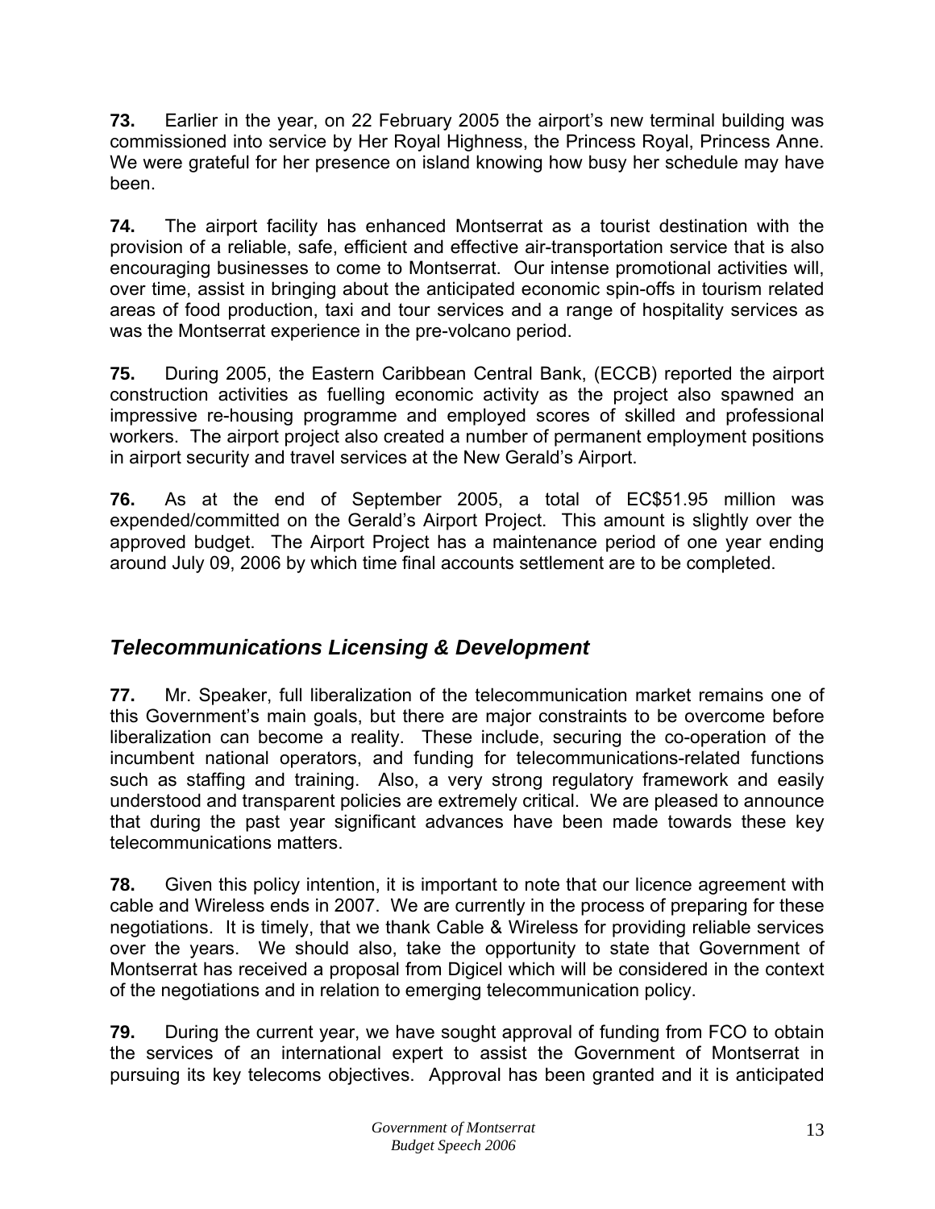**73.** Earlier in the year, on 22 February 2005 the airport's new terminal building was commissioned into service by Her Royal Highness, the Princess Royal, Princess Anne. We were grateful for her presence on island knowing how busy her schedule may have been.

**74.** The airport facility has enhanced Montserrat as a tourist destination with the provision of a reliable, safe, efficient and effective air-transportation service that is also encouraging businesses to come to Montserrat. Our intense promotional activities will, over time, assist in bringing about the anticipated economic spin-offs in tourism related areas of food production, taxi and tour services and a range of hospitality services as was the Montserrat experience in the pre-volcano period.

**75.** During 2005, the Eastern Caribbean Central Bank, (ECCB) reported the airport construction activities as fuelling economic activity as the project also spawned an impressive re-housing programme and employed scores of skilled and professional workers. The airport project also created a number of permanent employment positions in airport security and travel services at the New Gerald's Airport.

**76.** As at the end of September 2005, a total of EC$51.95 million was expended/committed on the Gerald's Airport Project. This amount is slightly over the approved budget. The Airport Project has a maintenance period of one year ending around July 09, 2006 by which time final accounts settlement are to be completed.

## *Telecommunications Licensing & Development*

**77.** Mr. Speaker, full liberalization of the telecommunication market remains one of this Government's main goals, but there are major constraints to be overcome before liberalization can become a reality. These include, securing the co-operation of the incumbent national operators, and funding for telecommunications-related functions such as staffing and training. Also, a very strong regulatory framework and easily understood and transparent policies are extremely critical. We are pleased to announce that during the past year significant advances have been made towards these key telecommunications matters.

**78.** Given this policy intention, it is important to note that our licence agreement with cable and Wireless ends in 2007. We are currently in the process of preparing for these negotiations. It is timely, that we thank Cable & Wireless for providing reliable services over the years. We should also, take the opportunity to state that Government of Montserrat has received a proposal from Digicel which will be considered in the context of the negotiations and in relation to emerging telecommunication policy.

**79.** During the current year, we have sought approval of funding from FCO to obtain the services of an international expert to assist the Government of Montserrat in pursuing its key telecoms objectives. Approval has been granted and it is anticipated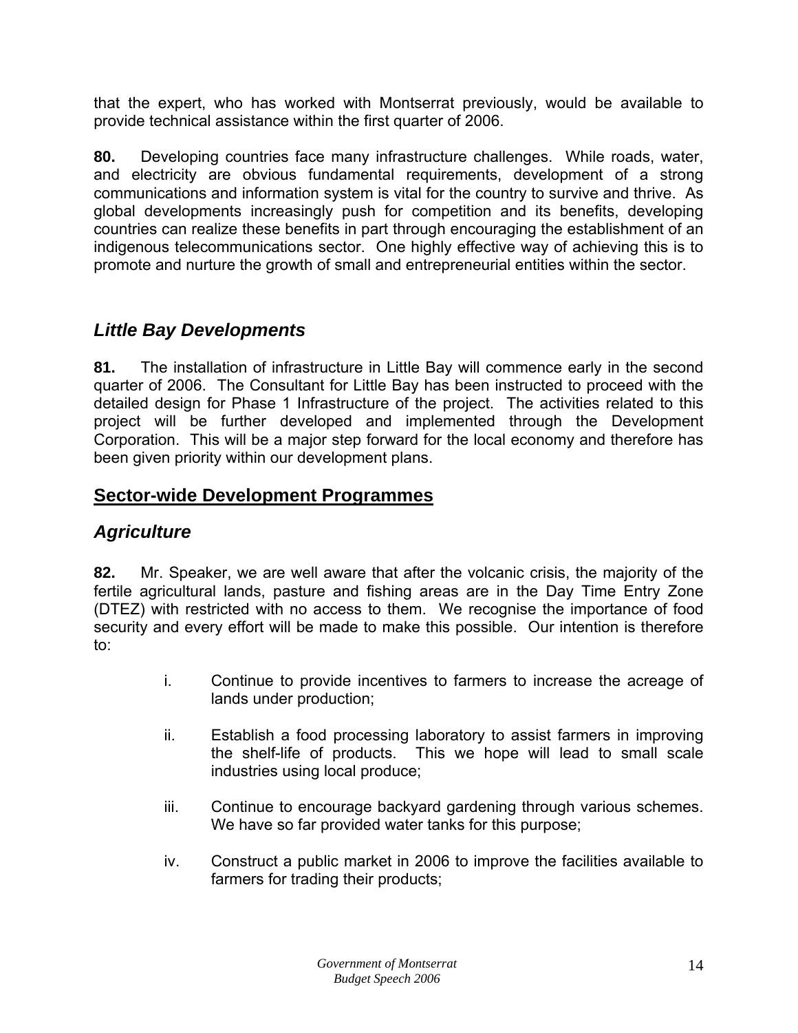that the expert, who has worked with Montserrat previously, would be available to provide technical assistance within the first quarter of 2006.

**80.** Developing countries face many infrastructure challenges. While roads, water, and electricity are obvious fundamental requirements, development of a strong communications and information system is vital for the country to survive and thrive. As global developments increasingly push for competition and its benefits, developing countries can realize these benefits in part through encouraging the establishment of an indigenous telecommunications sector. One highly effective way of achieving this is to promote and nurture the growth of small and entrepreneurial entities within the sector.

### *Little Bay Developments*

**81.** The installation of infrastructure in Little Bay will commence early in the second quarter of 2006. The Consultant for Little Bay has been instructed to proceed with the detailed design for Phase 1 Infrastructure of the project. The activities related to this project will be further developed and implemented through the Development Corporation. This will be a major step forward for the local economy and therefore has been given priority within our development plans.

## Sector-wide Development Programmes

### *Agriculture*

**82.** Mr. Speaker, we are well aware that after the volcanic crisis, the majority of the fertile agricultural lands, pasture and fishing areas are in the Day Time Entry Zone (DTEZ) with restricted with no access to them. We recognise the importance of food security and every effort will be made to make this possible. Our intention is therefore to:

i. Continue to provide incentives to farmers to increase the acreage of lands under production;

ii. Establish a food processing laboratory to assist farmers in improving the shelf-life of products. This we hope will lead to small scale industries using local produce;

iii. Continue to encourage backyard gardening through various schemes. We have so far provided water tanks for this purpose;

iv. Construct a public market in 2006 to improve the facilities available to farmers for trading their products;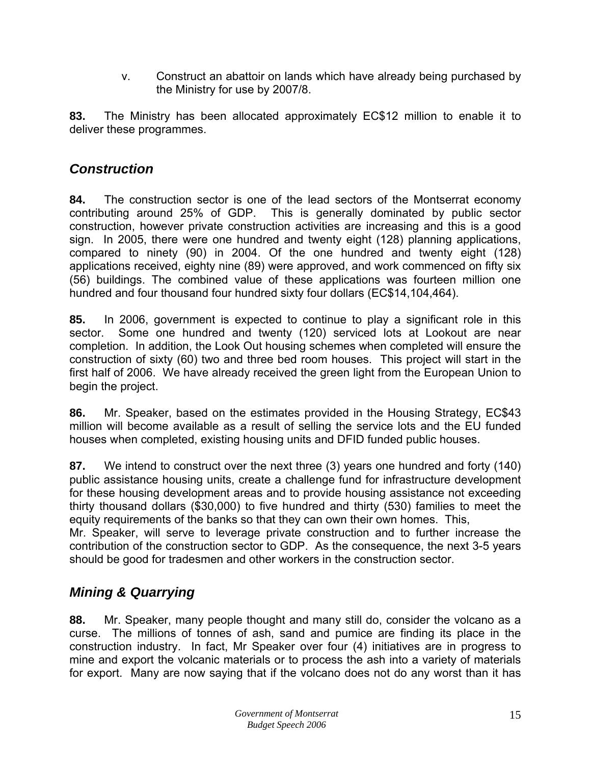v. Construct an abattoir on lands which have already being purchased by the Ministry for use by 2007/8.

**83.** The Ministry has been allocated approximately EC$12 million to enable it to deliver these programmes.

## *Construction*

**84.** The construction sector is one of the lead sectors of the Montserrat economy contributing around 25% of GDP. This is generally dominated by public sector construction, however private construction activities are increasing and this is a good sign. In 2005, there were one hundred and twenty eight (128) planning applications, compared to ninety (90) in 2004. Of the one hundred and twenty eight (128) applications received, eighty nine (89) were approved, and work commenced on fifty six (56) buildings. The combined value of these applications was fourteen million one hundred and four thousand four hundred sixty four dollars (EC$14,104,464).

**85.** In 2006, government is expected to continue to play a significant role in this sector. Some one hundred and twenty (120) serviced lots at Lookout are near completion. In addition, the Look Out housing schemes when completed will ensure the construction of sixty (60) two and three bed room houses. This project will start in the first half of 2006. We have already received the green light from the European Union to begin the project.

**86.** Mr. Speaker, based on the estimates provided in the Housing Strategy, EC$43 million will become available as a result of selling the service lots and the EU funded houses when completed, existing housing units and DFID funded public houses.

**87.** We intend to construct over the next three (3) years one hundred and forty (140) public assistance housing units, create a challenge fund for infrastructure development for these housing development areas and to provide housing assistance not exceeding thirty thousand dollars ($30,000) to five hundred and thirty (530) families to meet the equity requirements of the banks so that they can own their own homes. This, Mr. Speaker, will serve to leverage private construction and to further increase the contribution of the construction sector to GDP. As the consequence, the next 3-5 years should be good for tradesmen and other workers in the construction sector.

## *Mining & Quarrying*

**88.** Mr. Speaker, many people thought and many still do, consider the volcano as a curse. The millions of tonnes of ash, sand and pumice are finding its place in the construction industry. In fact, Mr Speaker over four (4) initiatives are in progress to mine and export the volcanic materials or to process the ash into a variety of materials for export. Many are now saying that if the volcano does not do any worst than it has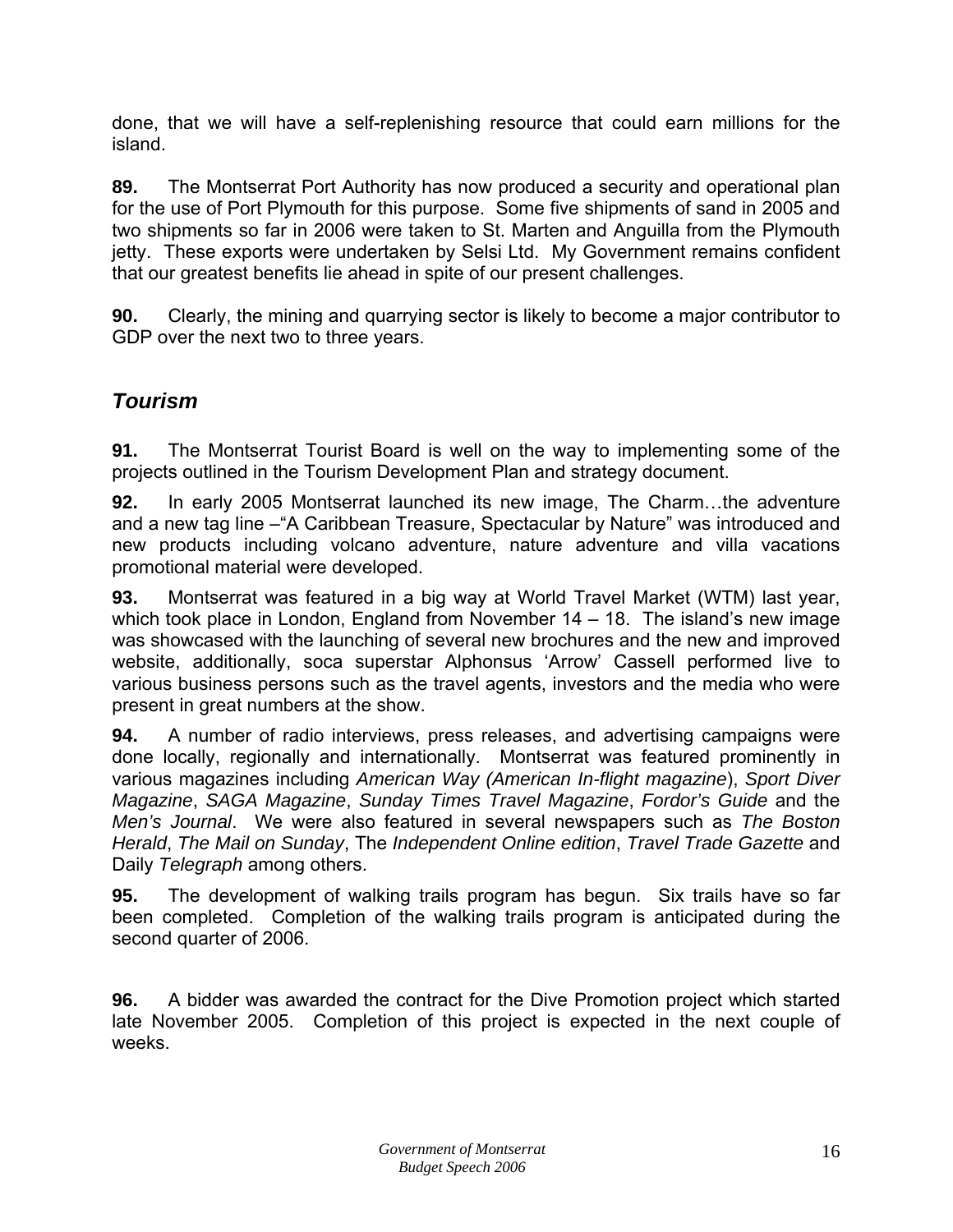done, that we will have a self-replenishing resource that could earn millions for the island.

**89.** The Montserrat Port Authority has now produced a security and operational plan for the use of Port Plymouth for this purpose. Some five shipments of sand in 2005 and two shipments so far in 2006 were taken to St. Marten and Anguilla from the Plymouth jetty. These exports were undertaken by Selsi Ltd. My Government remains confident that our greatest benefits lie ahead in spite of our present challenges.

**90.** Clearly, the mining and quarrying sector is likely to become a major contributor to GDP over the next two to three years.

## *Tourism*

**91.** The Montserrat Tourist Board is well on the way to implementing some of the projects outlined in the Tourism Development Plan and strategy document.

**92.** In early 2005 Montserrat launched its new image, The Charm…the adventure and a new tag line –"A Caribbean Treasure, Spectacular by Nature" was introduced and new products including volcano adventure, nature adventure and villa vacations promotional material were developed.

**93.** Montserrat was featured in a big way at World Travel Market (WTM) last year, which took place in London, England from November 14 – 18. The island's new image was showcased with the launching of several new brochures and the new and improved website, additionally, soca superstar Alphonsus 'Arrow' Cassell performed live to various business persons such as the travel agents, investors and the media who were present in great numbers at the show.

**94.** A number of radio interviews, press releases, and advertising campaigns were done locally, regionally and internationally. Montserrat was featured prominently in various magazines including *American Way (American In-flight magazine*), *Sport Diver Magazine*, *SAGA Magazine*, *Sunday Times Travel Magazine*, *Fordor's Guide* and the *Men's Journal*. We were also featured in several newspapers such as *The Boston Herald*, *The Mail on Sunday*, The *Independent Online edition*, *Travel Trade Gazette* and Daily *Telegraph* among others.

**95.** The development of walking trails program has begun. Six trails have so far been completed. Completion of the walking trails program is anticipated during the second quarter of 2006.

**96.** A bidder was awarded the contract for the Dive Promotion project which started late November 2005. Completion of this project is expected in the next couple of weeks.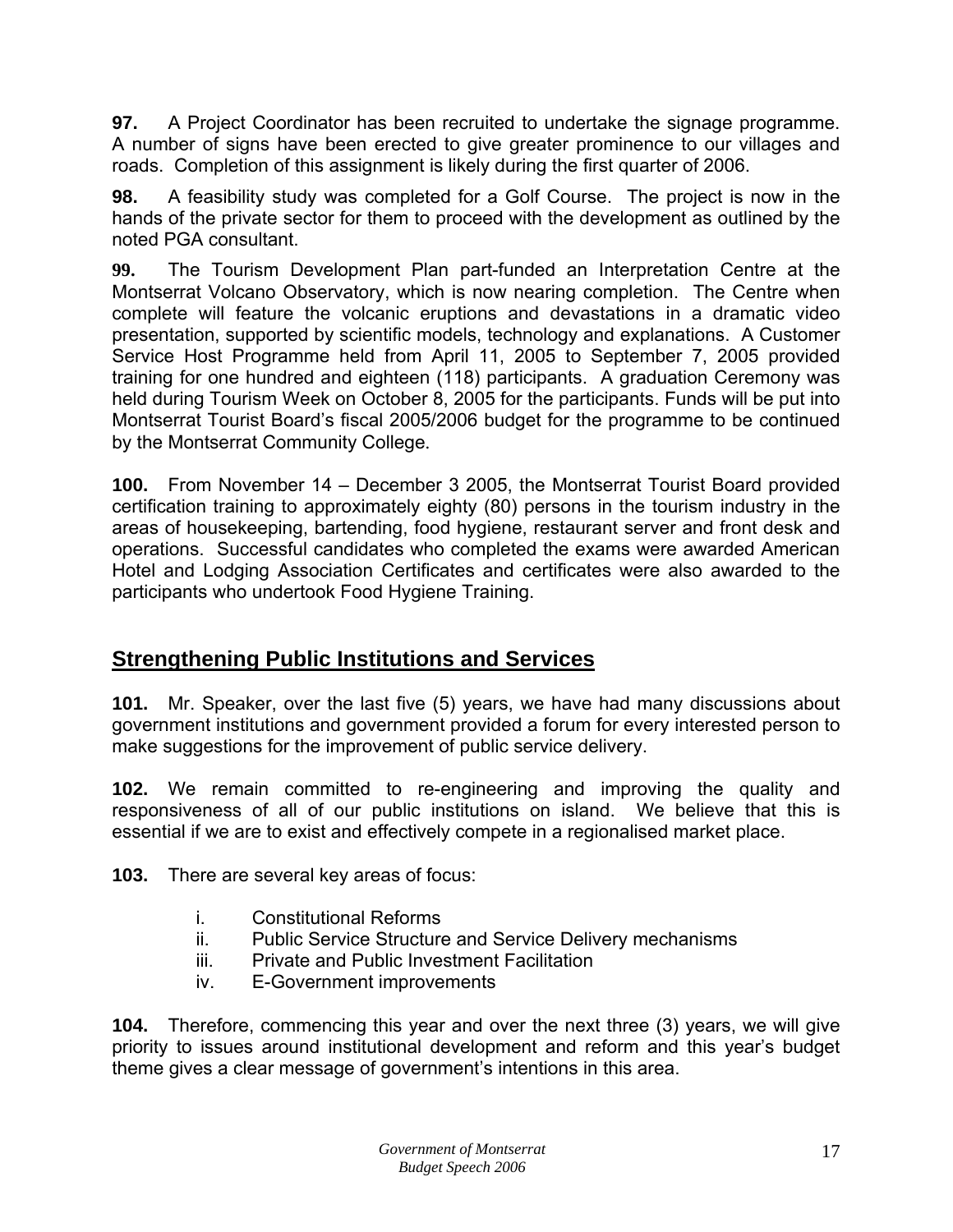**97.** A Project Coordinator has been recruited to undertake the signage programme. A number of signs have been erected to give greater prominence to our villages and roads. Completion of this assignment is likely during the first quarter of 2006.

**98.** A feasibility study was completed for a Golf Course. The project is now in the hands of the private sector for them to proceed with the development as outlined by the noted PGA consultant.

**99.** The Tourism Development Plan part-funded an Interpretation Centre at the Montserrat Volcano Observatory, which is now nearing completion. The Centre when complete will feature the volcanic eruptions and devastations in a dramatic video presentation, supported by scientific models, technology and explanations. A Customer Service Host Programme held from April 11, 2005 to September 7, 2005 provided training for one hundred and eighteen (118) participants. A graduation Ceremony was held during Tourism Week on October 8, 2005 for the participants. Funds will be put into Montserrat Tourist Board's fiscal 2005/2006 budget for the programme to be continued by the Montserrat Community College.

**100.** From November 14 – December 3 2005, the Montserrat Tourist Board provided certification training to approximately eighty (80) persons in the tourism industry in the areas of housekeeping, bartending, food hygiene, restaurant server and front desk and operations. Successful candidates who completed the exams were awarded American Hotel and Lodging Association Certificates and certificates were also awarded to the participants who undertook Food Hygiene Training.

## Strengthening Public Institutions and Services

**101.** Mr. Speaker, over the last five (5) years, we have had many discussions about government institutions and government provided a forum for every interested person to make suggestions for the improvement of public service delivery.

**102.** We remain committed to re-engineering and improving the quality and responsiveness of all of our public institutions on island. We believe that this is essential if we are to exist and effectively compete in a regionalised market place.

**103.** There are several key areas of focus:

- i. Constitutional Reforms
- ii. Public Service Structure and Service Delivery mechanisms
- iii. Private and Public Investment Facilitation
- iv. E-Government improvements

**104.** Therefore, commencing this year and over the next three (3) years, we will give priority to issues around institutional development and reform and this year's budget theme gives a clear message of government's intentions in this area.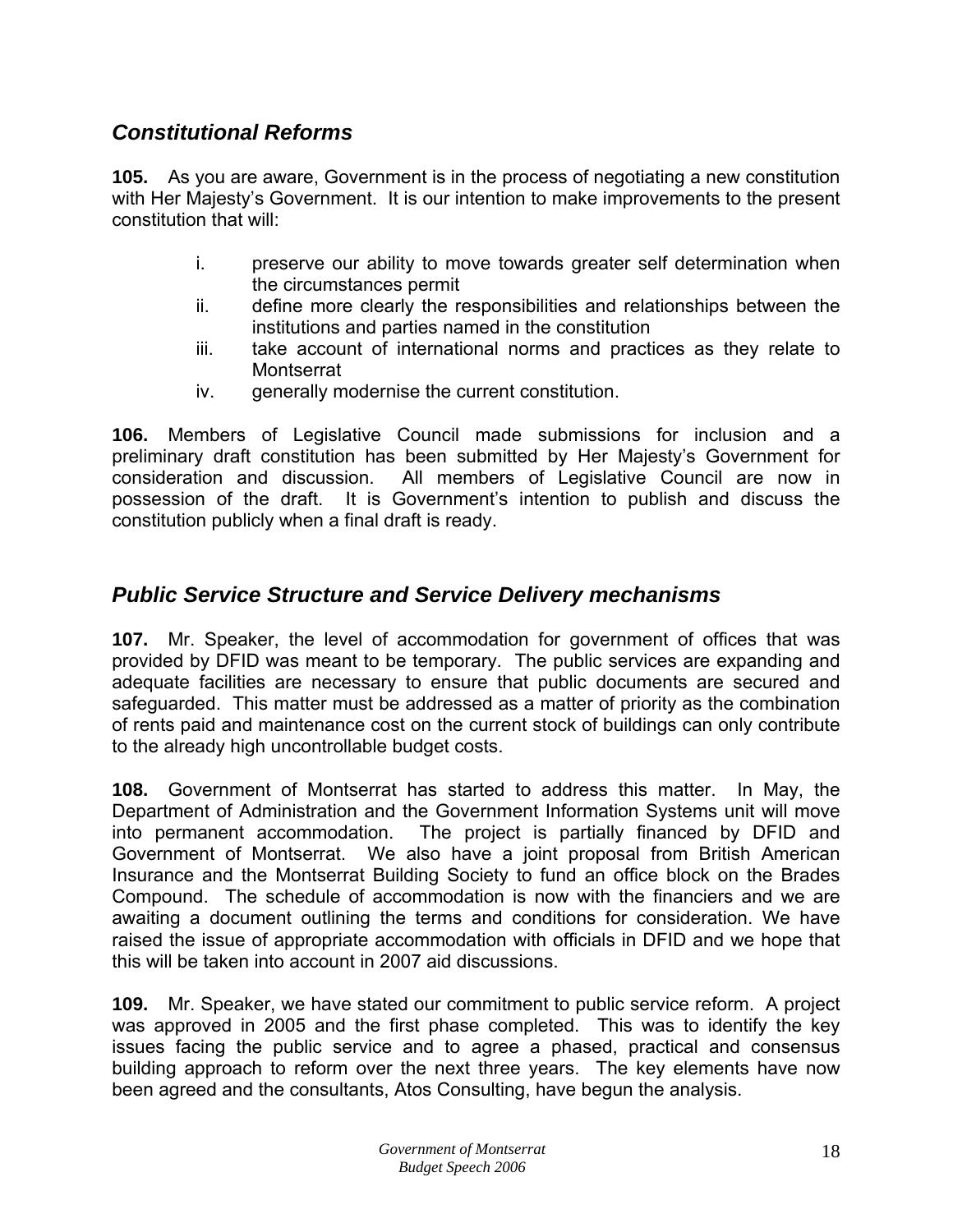## *Constitutional Reforms*

**105.** As you are aware, Government is in the process of negotiating a new constitution with Her Majesty's Government. It is our intention to make improvements to the present constitution that will:

i. preserve our ability to move towards greater self determination when the circumstances permit
ii. define more clearly the responsibilities and relationships between the institutions and parties named in the constitution
iii. take account of international norms and practices as they relate to Montserrat
iv. generally modernise the current constitution.

**106.** Members of Legislative Council made submissions for inclusion and a preliminary draft constitution has been submitted by Her Majesty's Government for consideration and discussion. All members of Legislative Council are now in possession of the draft. It is Government's intention to publish and discuss the constitution publicly when a final draft is ready.

## *Public Service Structure and Service Delivery mechanisms*

**107.** Mr. Speaker, the level of accommodation for government of offices that was provided by DFID was meant to be temporary. The public services are expanding and adequate facilities are necessary to ensure that public documents are secured and safeguarded. This matter must be addressed as a matter of priority as the combination of rents paid and maintenance cost on the current stock of buildings can only contribute to the already high uncontrollable budget costs.

**108.** Government of Montserrat has started to address this matter. In May, the Department of Administration and the Government Information Systems unit will move into permanent accommodation. The project is partially financed by DFID and Government of Montserrat. We also have a joint proposal from British American Insurance and the Montserrat Building Society to fund an office block on the Brades Compound. The schedule of accommodation is now with the financiers and we are awaiting a document outlining the terms and conditions for consideration. We have raised the issue of appropriate accommodation with officials in DFID and we hope that this will be taken into account in 2007 aid discussions.

**109.** Mr. Speaker, we have stated our commitment to public service reform. A project was approved in 2005 and the first phase completed. This was to identify the key issues facing the public service and to agree a phased, practical and consensus building approach to reform over the next three years. The key elements have now been agreed and the consultants, Atos Consulting, have begun the analysis.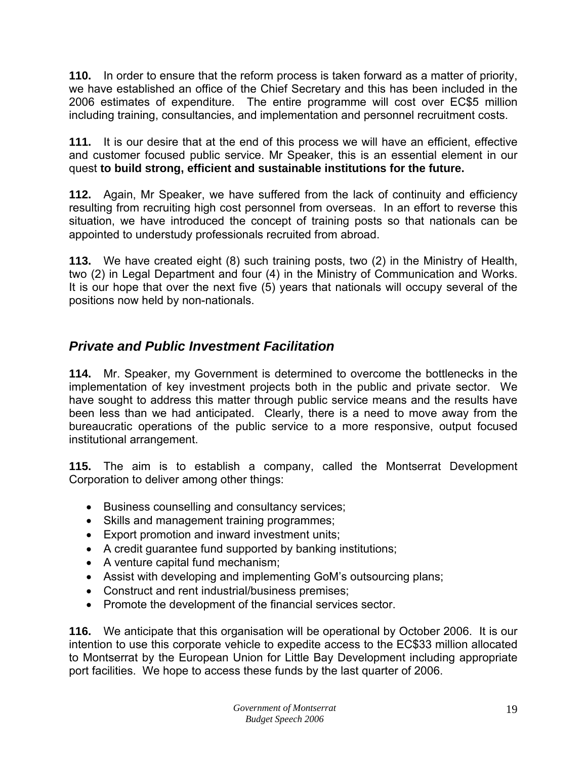**110.** In order to ensure that the reform process is taken forward as a matter of priority, we have established an office of the Chief Secretary and this has been included in the 2006 estimates of expenditure. The entire programme will cost over EC$5 million including training, consultancies, and implementation and personnel recruitment costs.

**111.** It is our desire that at the end of this process we will have an efficient, effective and customer focused public service. Mr Speaker, this is an essential element in our quest **to build strong, efficient and sustainable institutions for the future.**

**112.** Again, Mr Speaker, we have suffered from the lack of continuity and efficiency resulting from recruiting high cost personnel from overseas. In an effort to reverse this situation, we have introduced the concept of training posts so that nationals can be appointed to understudy professionals recruited from abroad.

**113.** We have created eight (8) such training posts, two (2) in the Ministry of Health, two (2) in Legal Department and four (4) in the Ministry of Communication and Works. It is our hope that over the next five (5) years that nationals will occupy several of the positions now held by non-nationals.

## *Private and Public Investment Facilitation*

**114.** Mr. Speaker, my Government is determined to overcome the bottlenecks in the implementation of key investment projects both in the public and private sector. We have sought to address this matter through public service means and the results have been less than we had anticipated. Clearly, there is a need to move away from the bureaucratic operations of the public service to a more responsive, output focused institutional arrangement.

**115.** The aim is to establish a company, called the Montserrat Development Corporation to deliver among other things:

- Business counselling and consultancy services;
- Skills and management training programmes;
- Export promotion and inward investment units;
- A credit guarantee fund supported by banking institutions;
- A venture capital fund mechanism;
- Assist with developing and implementing GoM's outsourcing plans;
- Construct and rent industrial/business premises;
- Promote the development of the financial services sector.

**116.** We anticipate that this organisation will be operational by October 2006. It is our intention to use this corporate vehicle to expedite access to the EC$33 million allocated to Montserrat by the European Union for Little Bay Development including appropriate port facilities. We hope to access these funds by the last quarter of 2006.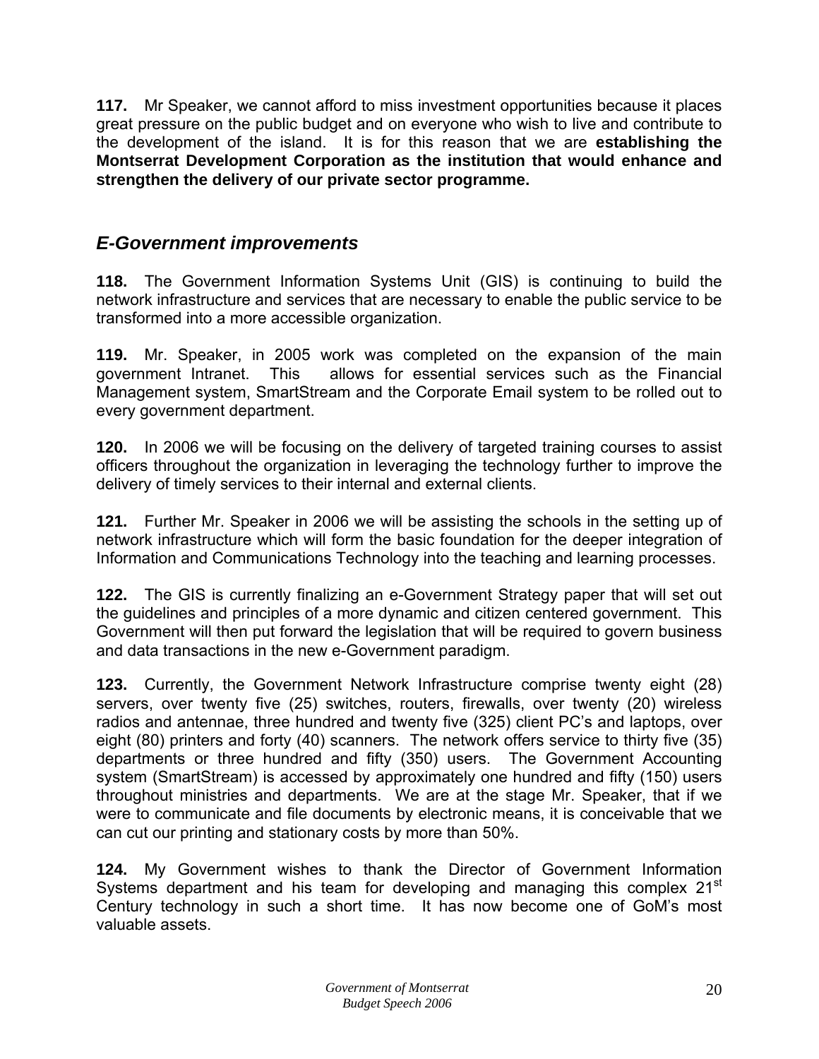**117.** Mr Speaker, we cannot afford to miss investment opportunities because it places great pressure on the public budget and on everyone who wish to live and contribute to the development of the island. It is for this reason that we are **establishing the Montserrat Development Corporation as the institution that would enhance and strengthen the delivery of our private sector programme.**

## *E-Government improvements*

**118.** The Government Information Systems Unit (GIS) is continuing to build the network infrastructure and services that are necessary to enable the public service to be transformed into a more accessible organization.

**119.** Mr. Speaker, in 2005 work was completed on the expansion of the main government Intranet. This allows for essential services such as the Financial Management system, SmartStream and the Corporate Email system to be rolled out to every government department.

**120.** In 2006 we will be focusing on the delivery of targeted training courses to assist officers throughout the organization in leveraging the technology further to improve the delivery of timely services to their internal and external clients.

**121.** Further Mr. Speaker in 2006 we will be assisting the schools in the setting up of network infrastructure which will form the basic foundation for the deeper integration of Information and Communications Technology into the teaching and learning processes.

**122.** The GIS is currently finalizing an e-Government Strategy paper that will set out the guidelines and principles of a more dynamic and citizen centered government. This Government will then put forward the legislation that will be required to govern business and data transactions in the new e-Government paradigm.

**123.** Currently, the Government Network Infrastructure comprise twenty eight (28) servers, over twenty five (25) switches, routers, firewalls, over twenty (20) wireless radios and antennae, three hundred and twenty five (325) client PC's and laptops, over eight (80) printers and forty (40) scanners. The network offers service to thirty five (35) departments or three hundred and fifty (350) users. The Government Accounting system (SmartStream) is accessed by approximately one hundred and fifty (150) users throughout ministries and departments. We are at the stage Mr. Speaker, that if we were to communicate and file documents by electronic means, it is conceivable that we can cut our printing and stationary costs by more than 50%.

**124.** My Government wishes to thank the Director of Government Information Systems department and his team for developing and managing this complex 21st Century technology in such a short time. It has now become one of GoM's most valuable assets.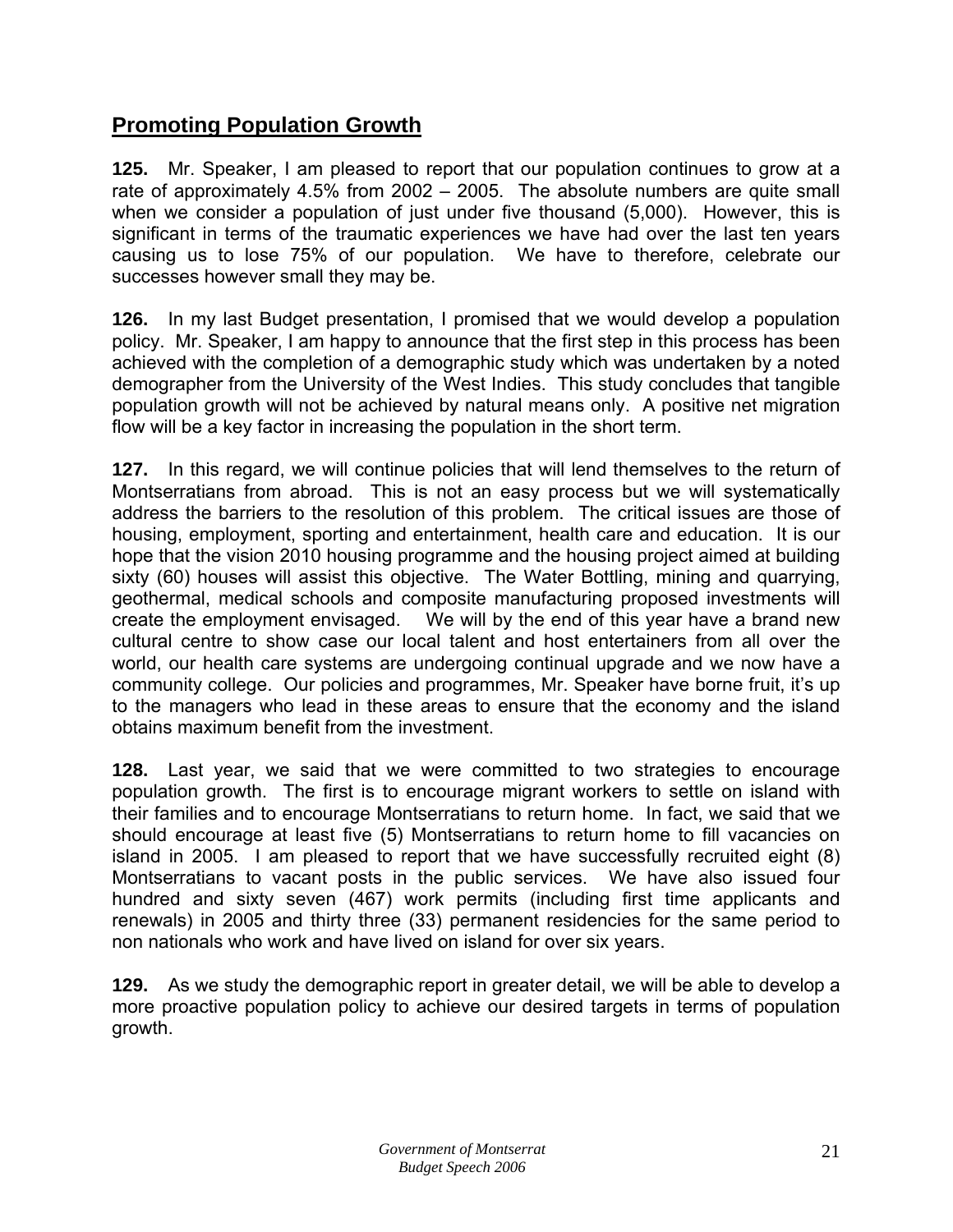## Promoting Population Growth

**125.** Mr. Speaker, I am pleased to report that our population continues to grow at a rate of approximately 4.5% from 2002 – 2005. The absolute numbers are quite small when we consider a population of just under five thousand (5,000). However, this is significant in terms of the traumatic experiences we have had over the last ten years causing us to lose 75% of our population. We have to therefore, celebrate our successes however small they may be.

**126.** In my last Budget presentation, I promised that we would develop a population policy. Mr. Speaker, I am happy to announce that the first step in this process has been achieved with the completion of a demographic study which was undertaken by a noted demographer from the University of the West Indies. This study concludes that tangible population growth will not be achieved by natural means only. A positive net migration flow will be a key factor in increasing the population in the short term.

**127.** In this regard, we will continue policies that will lend themselves to the return of Montserratians from abroad. This is not an easy process but we will systematically address the barriers to the resolution of this problem. The critical issues are those of housing, employment, sporting and entertainment, health care and education. It is our hope that the vision 2010 housing programme and the housing project aimed at building sixty (60) houses will assist this objective. The Water Bottling, mining and quarrying, geothermal, medical schools and composite manufacturing proposed investments will create the employment envisaged. We will by the end of this year have a brand new cultural centre to show case our local talent and host entertainers from all over the world, our health care systems are undergoing continual upgrade and we now have a community college. Our policies and programmes, Mr. Speaker have borne fruit, it's up to the managers who lead in these areas to ensure that the economy and the island obtains maximum benefit from the investment.

**128.** Last year, we said that we were committed to two strategies to encourage population growth. The first is to encourage migrant workers to settle on island with their families and to encourage Montserratians to return home. In fact, we said that we should encourage at least five (5) Montserratians to return home to fill vacancies on island in 2005. I am pleased to report that we have successfully recruited eight (8) Montserratians to vacant posts in the public services. We have also issued four hundred and sixty seven (467) work permits (including first time applicants and renewals) in 2005 and thirty three (33) permanent residencies for the same period to non nationals who work and have lived on island for over six years.

**129.** As we study the demographic report in greater detail, we will be able to develop a more proactive population policy to achieve our desired targets in terms of population growth.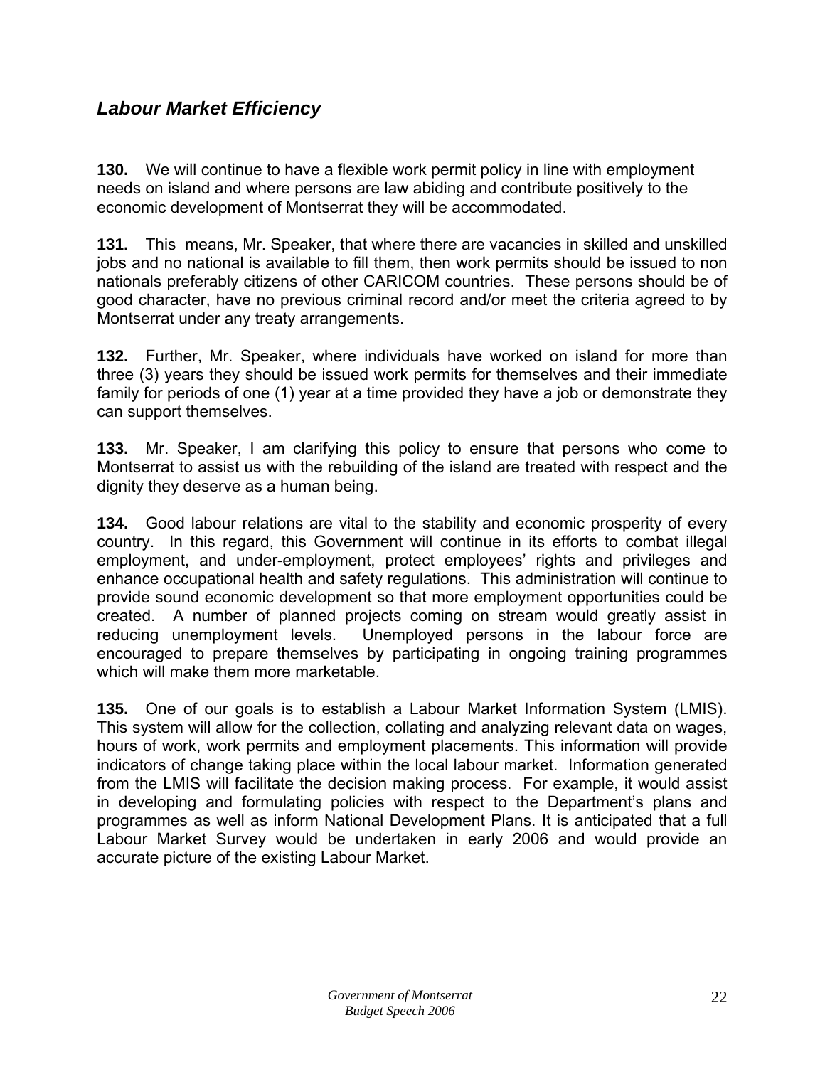## *Labour Market Efficiency*

**130.** We will continue to have a flexible work permit policy in line with employment needs on island and where persons are law abiding and contribute positively to the economic development of Montserrat they will be accommodated.

**131.** This means, Mr. Speaker, that where there are vacancies in skilled and unskilled jobs and no national is available to fill them, then work permits should be issued to non nationals preferably citizens of other CARICOM countries. These persons should be of good character, have no previous criminal record and/or meet the criteria agreed to by Montserrat under any treaty arrangements.

**132.** Further, Mr. Speaker, where individuals have worked on island for more than three (3) years they should be issued work permits for themselves and their immediate family for periods of one (1) year at a time provided they have a job or demonstrate they can support themselves.

**133.** Mr. Speaker, I am clarifying this policy to ensure that persons who come to Montserrat to assist us with the rebuilding of the island are treated with respect and the dignity they deserve as a human being.

**134.** Good labour relations are vital to the stability and economic prosperity of every country. In this regard, this Government will continue in its efforts to combat illegal employment, and under-employment, protect employees' rights and privileges and enhance occupational health and safety regulations. This administration will continue to provide sound economic development so that more employment opportunities could be created. A number of planned projects coming on stream would greatly assist in reducing unemployment levels. Unemployed persons in the labour force are encouraged to prepare themselves by participating in ongoing training programmes which will make them more marketable.

**135.** One of our goals is to establish a Labour Market Information System (LMIS). This system will allow for the collection, collating and analyzing relevant data on wages, hours of work, work permits and employment placements. This information will provide indicators of change taking place within the local labour market. Information generated from the LMIS will facilitate the decision making process. For example, it would assist in developing and formulating policies with respect to the Department's plans and programmes as well as inform National Development Plans. It is anticipated that a full Labour Market Survey would be undertaken in early 2006 and would provide an accurate picture of the existing Labour Market.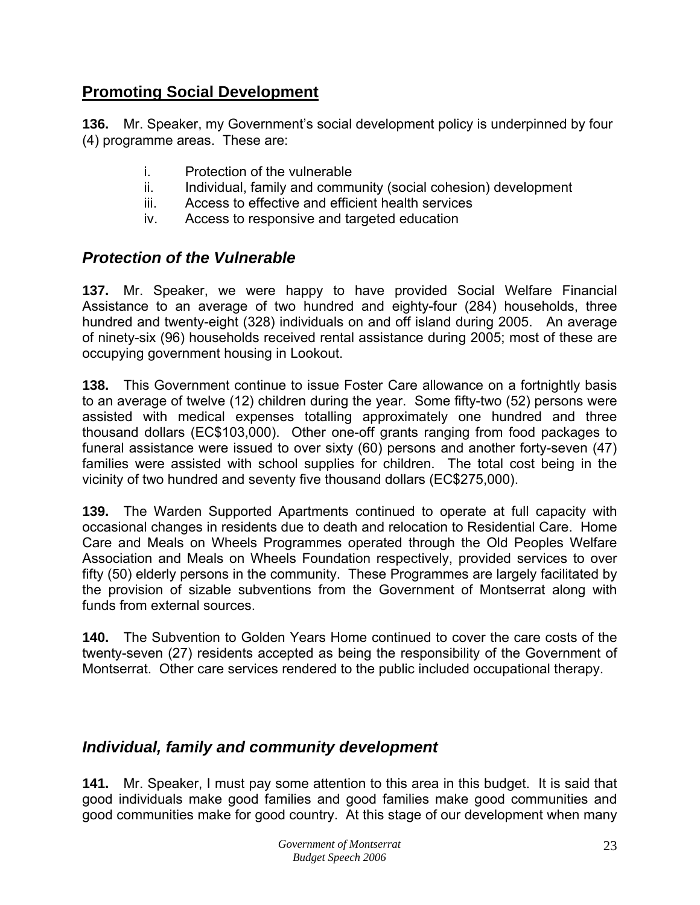## Promoting Social Development

**136.** Mr. Speaker, my Government's social development policy is underpinned by four (4) programme areas. These are:

i. Protection of the vulnerable
ii. Individual, family and community (social cohesion) development
iii. Access to effective and efficient health services
iv. Access to responsive and targeted education

### *Protection of the Vulnerable*

**137.** Mr. Speaker, we were happy to have provided Social Welfare Financial Assistance to an average of two hundred and eighty-four (284) households, three hundred and twenty-eight (328) individuals on and off island during 2005. An average of ninety-six (96) households received rental assistance during 2005; most of these are occupying government housing in Lookout.

**138.** This Government continue to issue Foster Care allowance on a fortnightly basis to an average of twelve (12) children during the year. Some fifty-two (52) persons were assisted with medical expenses totalling approximately one hundred and three thousand dollars (EC$103,000). Other one-off grants ranging from food packages to funeral assistance were issued to over sixty (60) persons and another forty-seven (47) families were assisted with school supplies for children. The total cost being in the vicinity of two hundred and seventy five thousand dollars (EC$275,000).

**139.** The Warden Supported Apartments continued to operate at full capacity with occasional changes in residents due to death and relocation to Residential Care. Home Care and Meals on Wheels Programmes operated through the Old Peoples Welfare Association and Meals on Wheels Foundation respectively, provided services to over fifty (50) elderly persons in the community. These Programmes are largely facilitated by the provision of sizable subventions from the Government of Montserrat along with funds from external sources.

**140.** The Subvention to Golden Years Home continued to cover the care costs of the twenty-seven (27) residents accepted as being the responsibility of the Government of Montserrat. Other care services rendered to the public included occupational therapy.

### *Individual, family and community development*

**141.** Mr. Speaker, I must pay some attention to this area in this budget. It is said that good individuals make good families and good families make good communities and good communities make for good country. At this stage of our development when many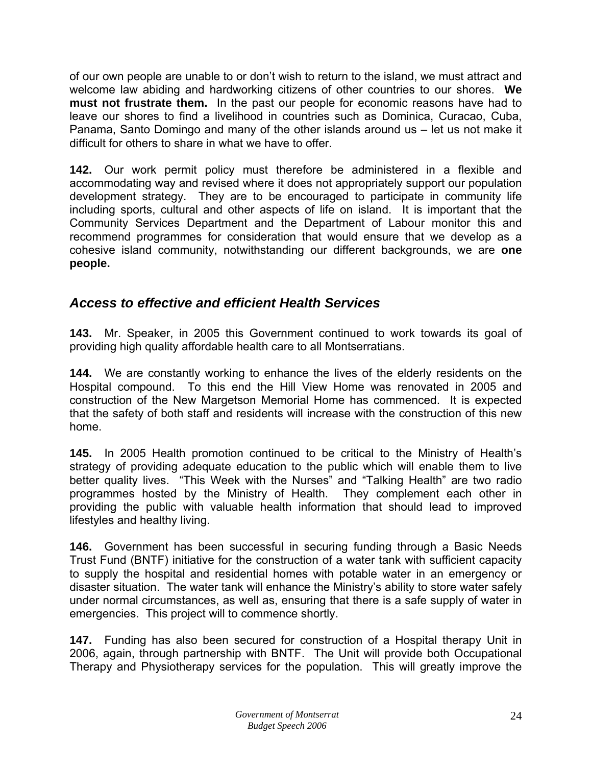of our own people are unable to or don't wish to return to the island, we must attract and welcome law abiding and hardworking citizens of other countries to our shores. **We must not frustrate them.** In the past our people for economic reasons have had to leave our shores to find a livelihood in countries such as Dominica, Curacao, Cuba, Panama, Santo Domingo and many of the other islands around us – let us not make it difficult for others to share in what we have to offer.

**142.** Our work permit policy must therefore be administered in a flexible and accommodating way and revised where it does not appropriately support our population development strategy. They are to be encouraged to participate in community life including sports, cultural and other aspects of life on island. It is important that the Community Services Department and the Department of Labour monitor this and recommend programmes for consideration that would ensure that we develop as a cohesive island community, notwithstanding our different backgrounds, we are **one people.**

## *Access to effective and efficient Health Services*

**143.** Mr. Speaker, in 2005 this Government continued to work towards its goal of providing high quality affordable health care to all Montserratians.

**144.** We are constantly working to enhance the lives of the elderly residents on the Hospital compound. To this end the Hill View Home was renovated in 2005 and construction of the New Margetson Memorial Home has commenced. It is expected that the safety of both staff and residents will increase with the construction of this new home.

**145.** In 2005 Health promotion continued to be critical to the Ministry of Health's strategy of providing adequate education to the public which will enable them to live better quality lives. "This Week with the Nurses" and "Talking Health" are two radio programmes hosted by the Ministry of Health. They complement each other in providing the public with valuable health information that should lead to improved lifestyles and healthy living.

**146.** Government has been successful in securing funding through a Basic Needs Trust Fund (BNTF) initiative for the construction of a water tank with sufficient capacity to supply the hospital and residential homes with potable water in an emergency or disaster situation. The water tank will enhance the Ministry's ability to store water safely under normal circumstances, as well as, ensuring that there is a safe supply of water in emergencies. This project will to commence shortly.

**147.** Funding has also been secured for construction of a Hospital therapy Unit in 2006, again, through partnership with BNTF. The Unit will provide both Occupational Therapy and Physiotherapy services for the population. This will greatly improve the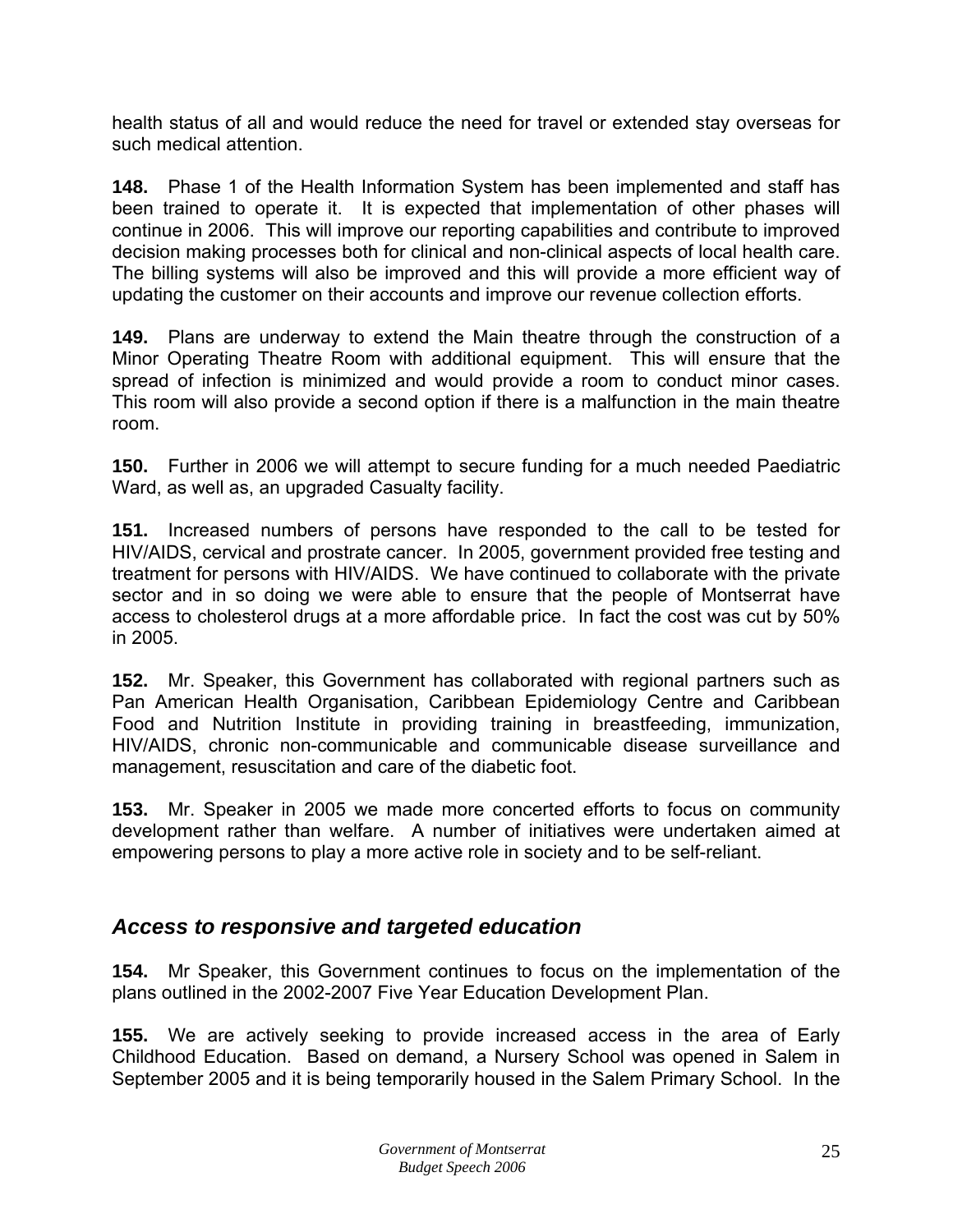health status of all and would reduce the need for travel or extended stay overseas for such medical attention.

**148.** Phase 1 of the Health Information System has been implemented and staff has been trained to operate it. It is expected that implementation of other phases will continue in 2006. This will improve our reporting capabilities and contribute to improved decision making processes both for clinical and non-clinical aspects of local health care. The billing systems will also be improved and this will provide a more efficient way of updating the customer on their accounts and improve our revenue collection efforts.

**149.** Plans are underway to extend the Main theatre through the construction of a Minor Operating Theatre Room with additional equipment. This will ensure that the spread of infection is minimized and would provide a room to conduct minor cases. This room will also provide a second option if there is a malfunction in the main theatre room.

**150.** Further in 2006 we will attempt to secure funding for a much needed Paediatric Ward, as well as, an upgraded Casualty facility.

**151.** Increased numbers of persons have responded to the call to be tested for HIV/AIDS, cervical and prostrate cancer. In 2005, government provided free testing and treatment for persons with HIV/AIDS. We have continued to collaborate with the private sector and in so doing we were able to ensure that the people of Montserrat have access to cholesterol drugs at a more affordable price. In fact the cost was cut by 50% in 2005.

**152.** Mr. Speaker, this Government has collaborated with regional partners such as Pan American Health Organisation, Caribbean Epidemiology Centre and Caribbean Food and Nutrition Institute in providing training in breastfeeding, immunization, HIV/AIDS, chronic non-communicable and communicable disease surveillance and management, resuscitation and care of the diabetic foot.

**153.** Mr. Speaker in 2005 we made more concerted efforts to focus on community development rather than welfare. A number of initiatives were undertaken aimed at empowering persons to play a more active role in society and to be self-reliant.

## *Access to responsive and targeted education*

**154.** Mr Speaker, this Government continues to focus on the implementation of the plans outlined in the 2002-2007 Five Year Education Development Plan.

**155.** We are actively seeking to provide increased access in the area of Early Childhood Education. Based on demand, a Nursery School was opened in Salem in September 2005 and it is being temporarily housed in the Salem Primary School. In the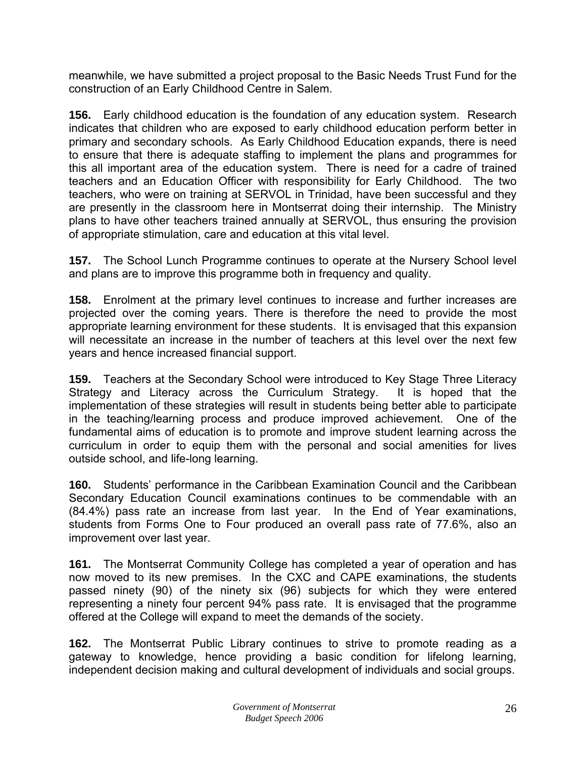meanwhile, we have submitted a project proposal to the Basic Needs Trust Fund for the construction of an Early Childhood Centre in Salem.

**156.** Early childhood education is the foundation of any education system. Research indicates that children who are exposed to early childhood education perform better in primary and secondary schools. As Early Childhood Education expands, there is need to ensure that there is adequate staffing to implement the plans and programmes for this all important area of the education system. There is need for a cadre of trained teachers and an Education Officer with responsibility for Early Childhood. The two teachers, who were on training at SERVOL in Trinidad, have been successful and they are presently in the classroom here in Montserrat doing their internship. The Ministry plans to have other teachers trained annually at SERVOL, thus ensuring the provision of appropriate stimulation, care and education at this vital level.

**157.** The School Lunch Programme continues to operate at the Nursery School level and plans are to improve this programme both in frequency and quality.

**158.** Enrolment at the primary level continues to increase and further increases are projected over the coming years. There is therefore the need to provide the most appropriate learning environment for these students. It is envisaged that this expansion will necessitate an increase in the number of teachers at this level over the next few years and hence increased financial support.

**159.** Teachers at the Secondary School were introduced to Key Stage Three Literacy Strategy and Literacy across the Curriculum Strategy. It is hoped that the implementation of these strategies will result in students being better able to participate in the teaching/learning process and produce improved achievement. One of the fundamental aims of education is to promote and improve student learning across the curriculum in order to equip them with the personal and social amenities for lives outside school, and life-long learning.

**160.** Students' performance in the Caribbean Examination Council and the Caribbean Secondary Education Council examinations continues to be commendable with an (84.4%) pass rate an increase from last year. In the End of Year examinations, students from Forms One to Four produced an overall pass rate of 77.6%, also an improvement over last year.

**161.** The Montserrat Community College has completed a year of operation and has now moved to its new premises. In the CXC and CAPE examinations, the students passed ninety (90) of the ninety six (96) subjects for which they were entered representing a ninety four percent 94% pass rate. It is envisaged that the programme offered at the College will expand to meet the demands of the society.

**162.** The Montserrat Public Library continues to strive to promote reading as a gateway to knowledge, hence providing a basic condition for lifelong learning, independent decision making and cultural development of individuals and social groups.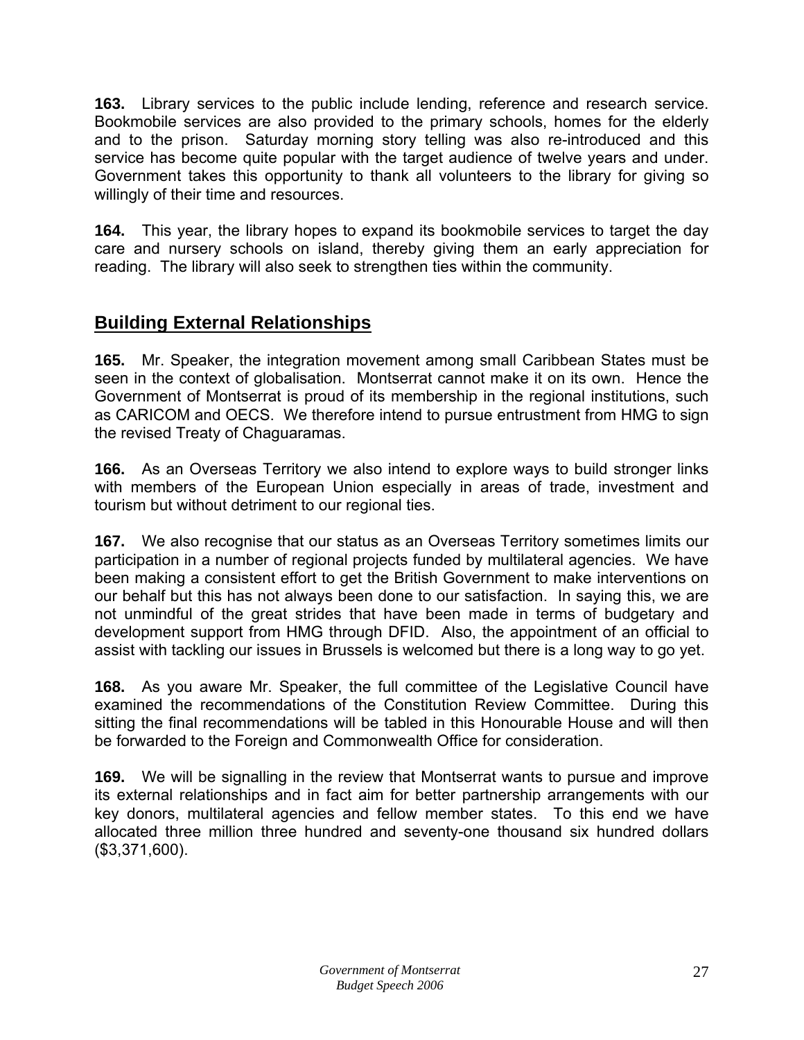**163.** Library services to the public include lending, reference and research service. Bookmobile services are also provided to the primary schools, homes for the elderly and to the prison. Saturday morning story telling was also re-introduced and this service has become quite popular with the target audience of twelve years and under. Government takes this opportunity to thank all volunteers to the library for giving so willingly of their time and resources.

**164.** This year, the library hopes to expand its bookmobile services to target the day care and nursery schools on island, thereby giving them an early appreciation for reading. The library will also seek to strengthen ties within the community.

## Building External Relationships

**165.** Mr. Speaker, the integration movement among small Caribbean States must be seen in the context of globalisation. Montserrat cannot make it on its own. Hence the Government of Montserrat is proud of its membership in the regional institutions, such as CARICOM and OECS. We therefore intend to pursue entrustment from HMG to sign the revised Treaty of Chaguaramas.

**166.** As an Overseas Territory we also intend to explore ways to build stronger links with members of the European Union especially in areas of trade, investment and tourism but without detriment to our regional ties.

**167.** We also recognise that our status as an Overseas Territory sometimes limits our participation in a number of regional projects funded by multilateral agencies. We have been making a consistent effort to get the British Government to make interventions on our behalf but this has not always been done to our satisfaction. In saying this, we are not unmindful of the great strides that have been made in terms of budgetary and development support from HMG through DFID. Also, the appointment of an official to assist with tackling our issues in Brussels is welcomed but there is a long way to go yet.

**168.** As you aware Mr. Speaker, the full committee of the Legislative Council have examined the recommendations of the Constitution Review Committee. During this sitting the final recommendations will be tabled in this Honourable House and will then be forwarded to the Foreign and Commonwealth Office for consideration.

**169.** We will be signalling in the review that Montserrat wants to pursue and improve its external relationships and in fact aim for better partnership arrangements with our key donors, multilateral agencies and fellow member states. To this end we have allocated three million three hundred and seventy-one thousand six hundred dollars ($3,371,600).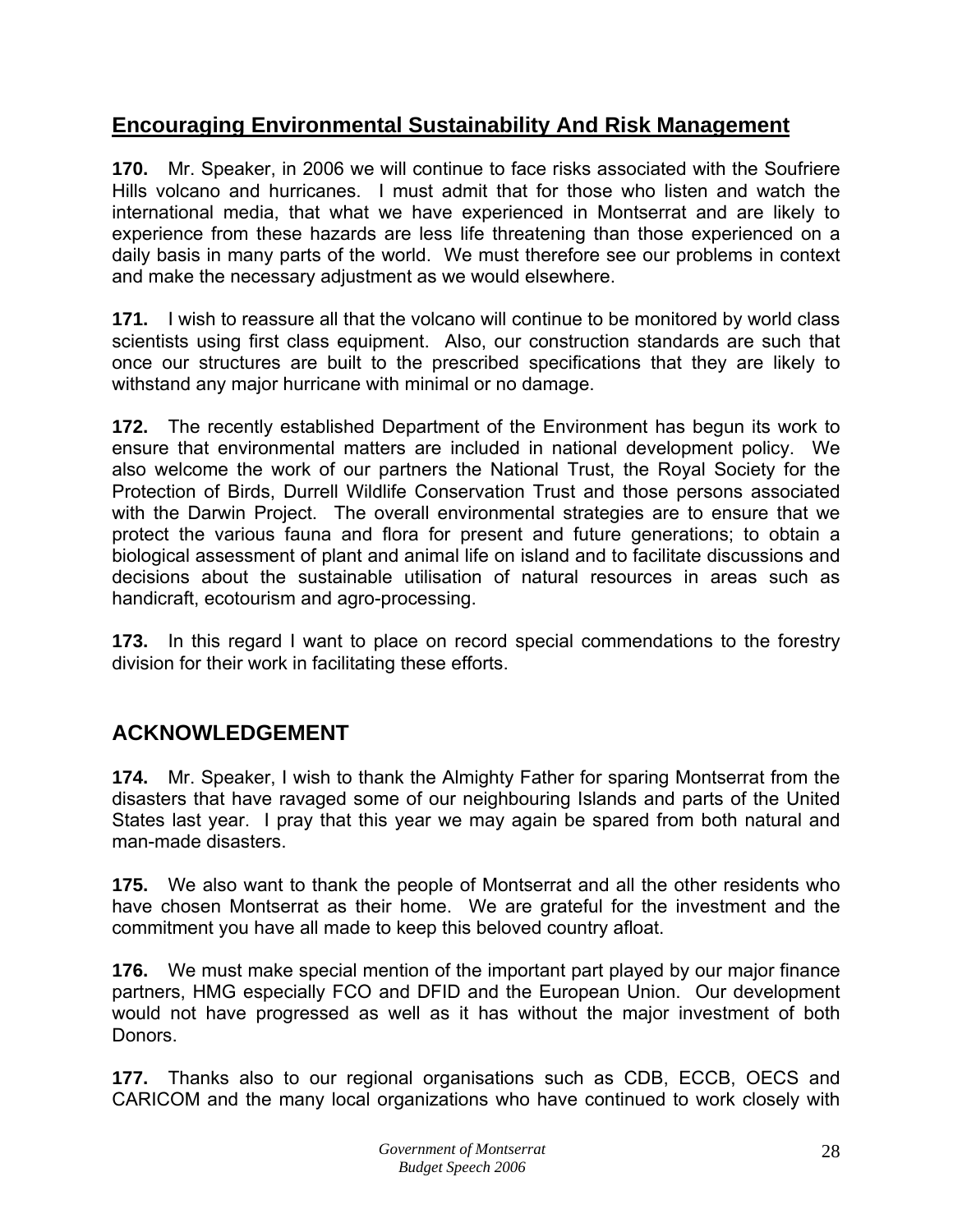## Encouraging Environmental Sustainability And Risk Management

**170.** Mr. Speaker, in 2006 we will continue to face risks associated with the Soufriere Hills volcano and hurricanes. I must admit that for those who listen and watch the international media, that what we have experienced in Montserrat and are likely to experience from these hazards are less life threatening than those experienced on a daily basis in many parts of the world. We must therefore see our problems in context and make the necessary adjustment as we would elsewhere.

**171.** I wish to reassure all that the volcano will continue to be monitored by world class scientists using first class equipment. Also, our construction standards are such that once our structures are built to the prescribed specifications that they are likely to withstand any major hurricane with minimal or no damage.

**172.** The recently established Department of the Environment has begun its work to ensure that environmental matters are included in national development policy. We also welcome the work of our partners the National Trust, the Royal Society for the Protection of Birds, Durrell Wildlife Conservation Trust and those persons associated with the Darwin Project. The overall environmental strategies are to ensure that we protect the various fauna and flora for present and future generations; to obtain a biological assessment of plant and animal life on island and to facilitate discussions and decisions about the sustainable utilisation of natural resources in areas such as handicraft, ecotourism and agro-processing.

**173.** In this regard I want to place on record special commendations to the forestry division for their work in facilitating these efforts.

## ACKNOWLEDGEMENT

**174.** Mr. Speaker, I wish to thank the Almighty Father for sparing Montserrat from the disasters that have ravaged some of our neighbouring Islands and parts of the United States last year. I pray that this year we may again be spared from both natural and man-made disasters.

**175.** We also want to thank the people of Montserrat and all the other residents who have chosen Montserrat as their home. We are grateful for the investment and the commitment you have all made to keep this beloved country afloat.

**176.** We must make special mention of the important part played by our major finance partners, HMG especially FCO and DFID and the European Union. Our development would not have progressed as well as it has without the major investment of both Donors.

**177.** Thanks also to our regional organisations such as CDB, ECCB, OECS and CARICOM and the many local organizations who have continued to work closely with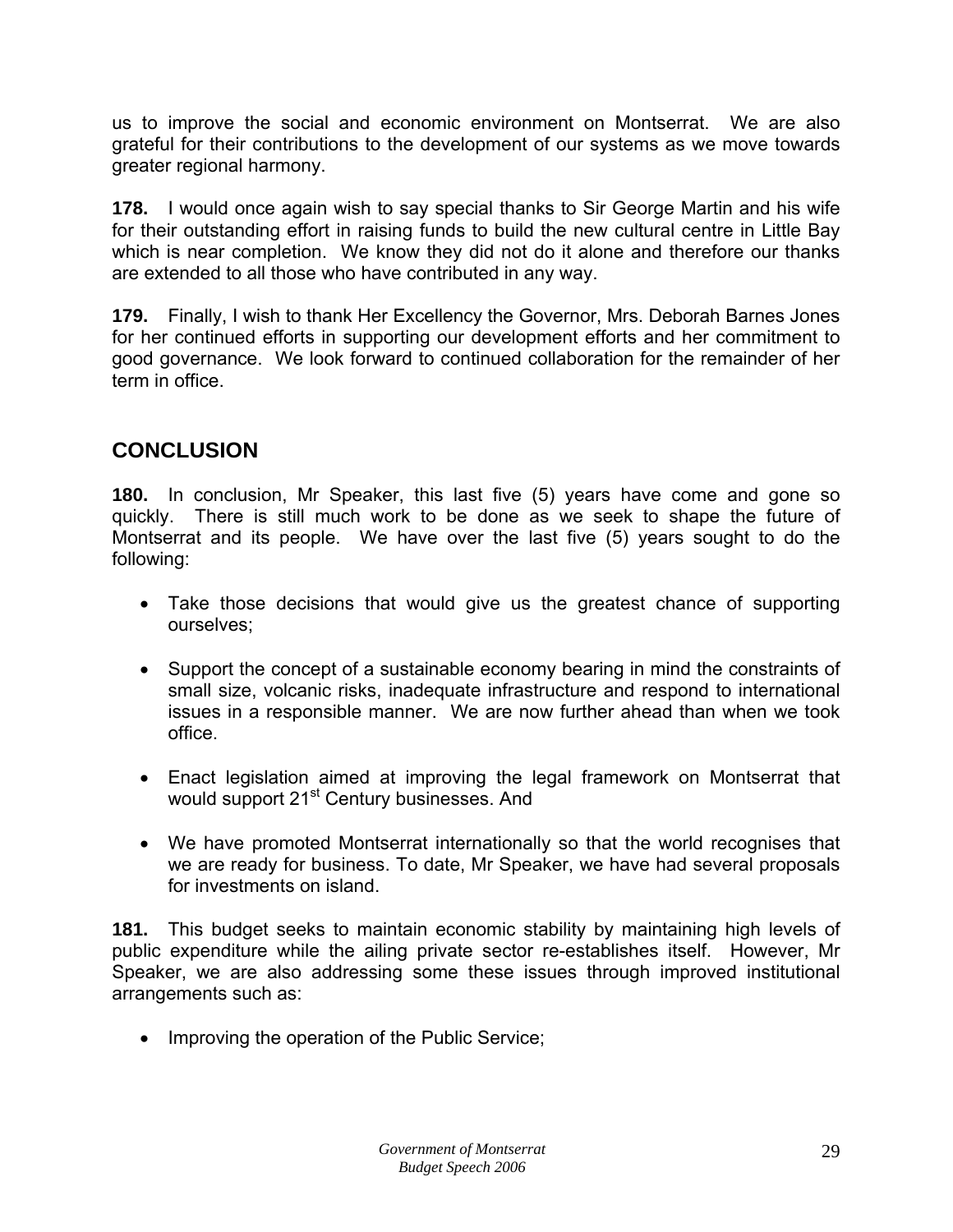us to improve the social and economic environment on Montserrat. We are also grateful for their contributions to the development of our systems as we move towards greater regional harmony.

**178.** I would once again wish to say special thanks to Sir George Martin and his wife for their outstanding effort in raising funds to build the new cultural centre in Little Bay which is near completion. We know they did not do it alone and therefore our thanks are extended to all those who have contributed in any way.

**179.** Finally, I wish to thank Her Excellency the Governor, Mrs. Deborah Barnes Jones for her continued efforts in supporting our development efforts and her commitment to good governance. We look forward to continued collaboration for the remainder of her term in office.

## CONCLUSION

**180.** In conclusion, Mr Speaker, this last five (5) years have come and gone so quickly. There is still much work to be done as we seek to shape the future of Montserrat and its people. We have over the last five (5) years sought to do the following:

- Take those decisions that would give us the greatest chance of supporting ourselves;

- Support the concept of a sustainable economy bearing in mind the constraints of small size, volcanic risks, inadequate infrastructure and respond to international issues in a responsible manner. We are now further ahead than when we took office.

- Enact legislation aimed at improving the legal framework on Montserrat that would support 21st Century businesses. And

- We have promoted Montserrat internationally so that the world recognises that we are ready for business. To date, Mr Speaker, we have had several proposals for investments on island.

**181.** This budget seeks to maintain economic stability by maintaining high levels of public expenditure while the ailing private sector re-establishes itself. However, Mr Speaker, we are also addressing some these issues through improved institutional arrangements such as:

- Improving the operation of the Public Service;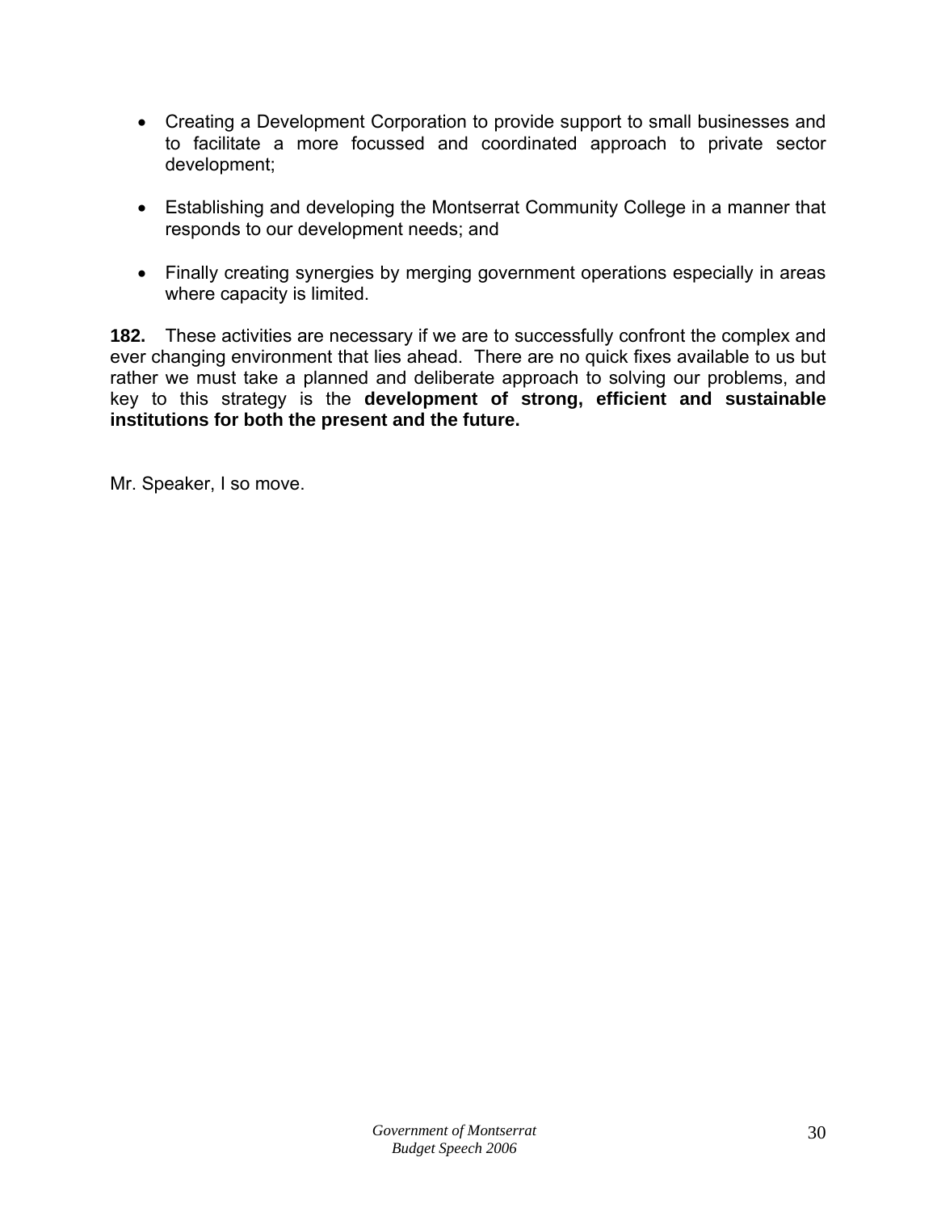- Creating a Development Corporation to provide support to small businesses and to facilitate a more focussed and coordinated approach to private sector development;

- Establishing and developing the Montserrat Community College in a manner that responds to our development needs; and

- Finally creating synergies by merging government operations especially in areas where capacity is limited.

**182.** These activities are necessary if we are to successfully confront the complex and ever changing environment that lies ahead. There are no quick fixes available to us but rather we must take a planned and deliberate approach to solving our problems, and key to this strategy is the **development of strong, efficient and sustainable institutions for both the present and the future.**

Mr. Speaker, I so move.